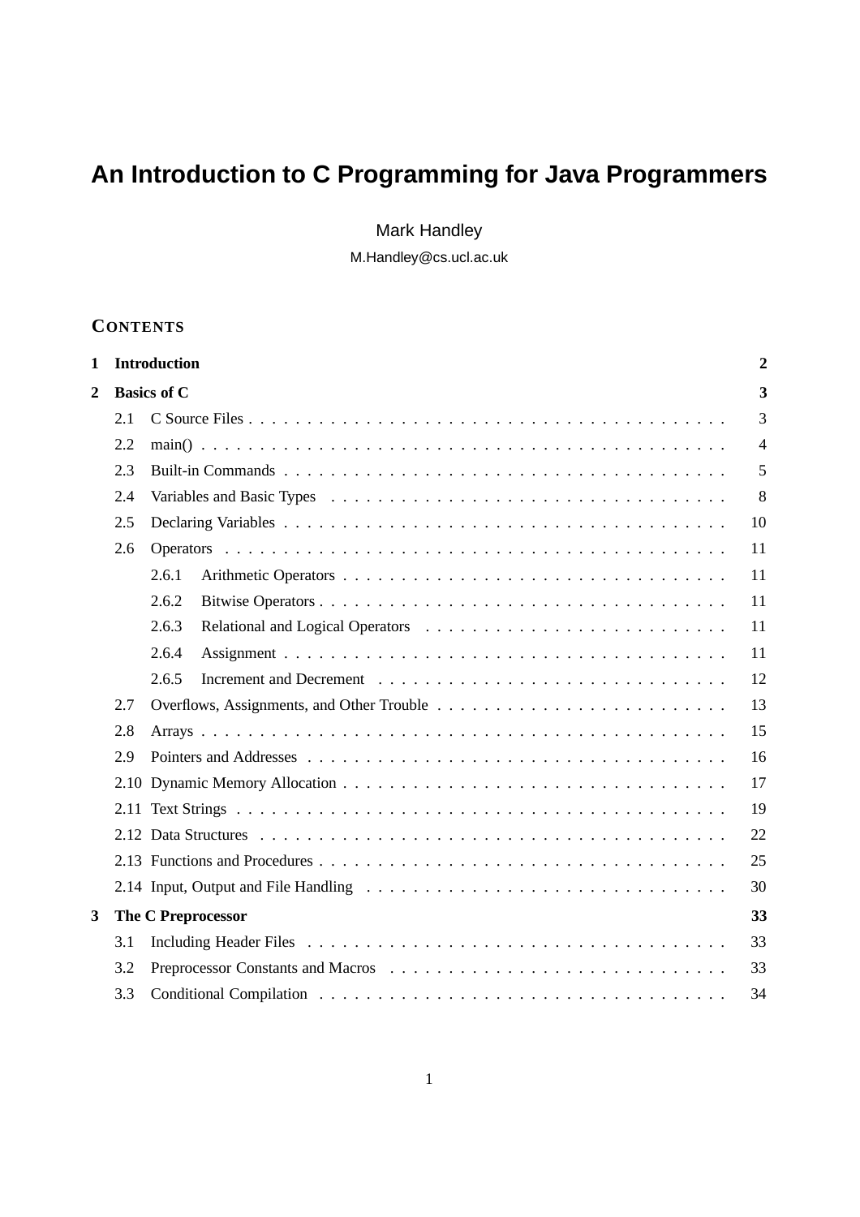# An Introduction to C Programming for Java Programmers

Mark Handley

M.Handley@cs.ucl.ac.uk

## CONTENTS

**1 Introduction** **2**

**2 Basics of C** **3**

- 2.1 C Source Files . . . . . 3
- 2.2 main() . . . . . 4
- 2.3 Built-in Commands . . . . . 5
- 2.4 Variables and Basic Types . . . . . 8
- 2.5 Declaring Variables . . . . . 10
- 2.6 Operators . . . . . 11
  - 2.6.1 Arithmetic Operators . . . . . 11
  - 2.6.2 Bitwise Operators . . . . . 11
  - 2.6.3 Relational and Logical Operators . . . . . 11
  - 2.6.4 Assignment . . . . . 11
  - 2.6.5 Increment and Decrement . . . . . 12
- 2.7 Overflows, Assignments, and Other Trouble . . . . . 13
- 2.8 Arrays . . . . . 15
- 2.9 Pointers and Addresses . . . . . 16
- 2.10 Dynamic Memory Allocation . . . . . 17
- 2.11 Text Strings . . . . . 19
- 2.12 Data Structures . . . . . 22
- 2.13 Functions and Procedures . . . . . 25
- 2.14 Input, Output and File Handling . . . . . 30

**3 The C Preprocessor** **33**

- 3.1 Including Header Files . . . . . 33
- 3.2 Preprocessor Constants and Macros . . . . . 33
- 3.3 Conditional Compilation . . . . . 34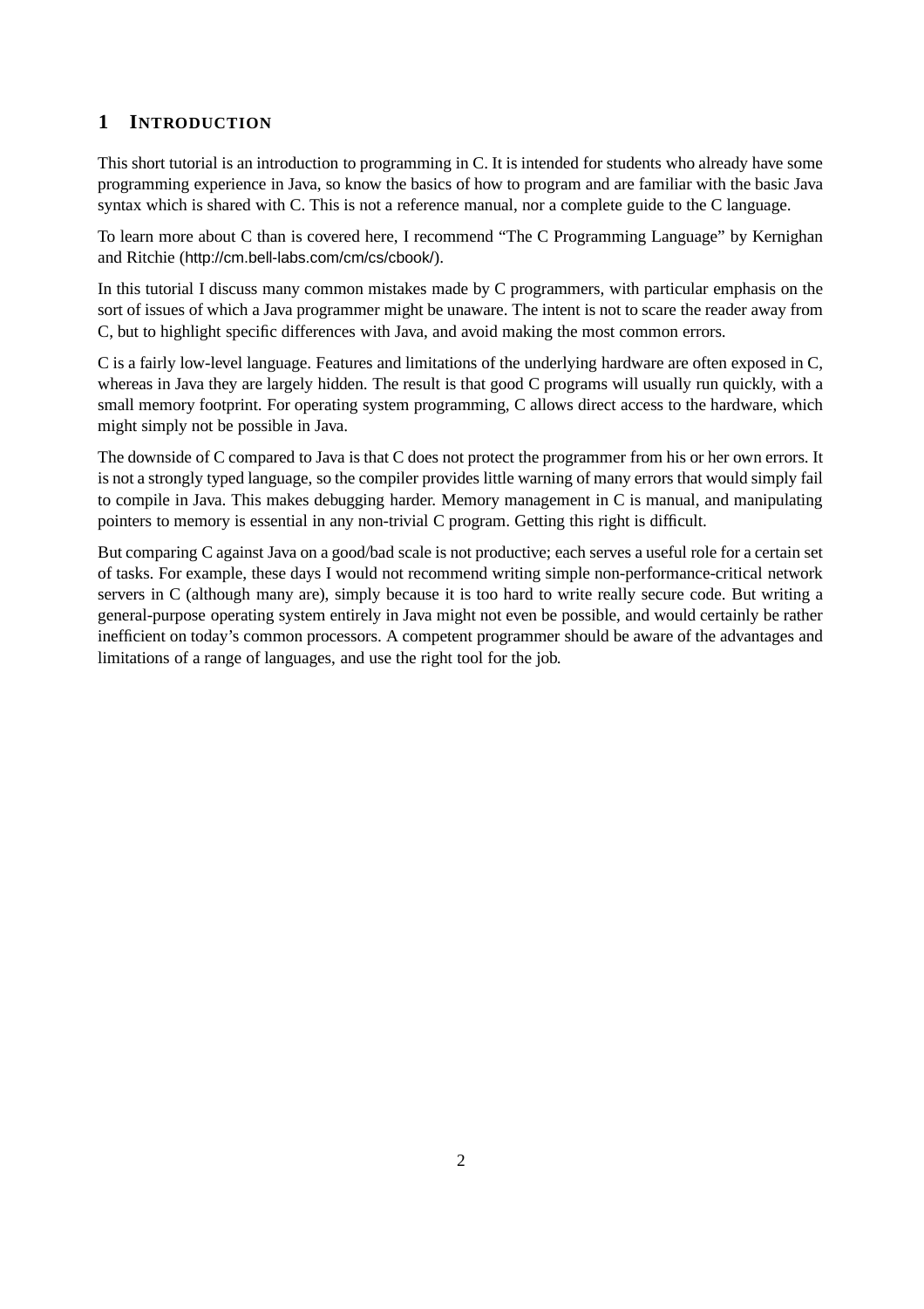# 1 INTRODUCTION

This short tutorial is an introduction to programming in C. It is intended for students who already have some programming experience in Java, so know the basics of how to program and are familiar with the basic Java syntax which is shared with C. This is not a reference manual, nor a complete guide to the C language.

To learn more about C than is covered here, I recommend "The C Programming Language" by Kernighan and Ritchie (http://cm.bell-labs.com/cm/cs/cbook/).

In this tutorial I discuss many common mistakes made by C programmers, with particular emphasis on the sort of issues of which a Java programmer might be unaware. The intent is not to scare the reader away from C, but to highlight specific differences with Java, and avoid making the most common errors.

C is a fairly low-level language. Features and limitations of the underlying hardware are often exposed in C, whereas in Java they are largely hidden. The result is that good C programs will usually run quickly, with a small memory footprint. For operating system programming, C allows direct access to the hardware, which might simply not be possible in Java.

The downside of C compared to Java is that C does not protect the programmer from his or her own errors. It is not a strongly typed language, so the compiler provides little warning of many errors that would simply fail to compile in Java. This makes debugging harder. Memory management in C is manual, and manipulating pointers to memory is essential in any non-trivial C program. Getting this right is difficult.

But comparing C against Java on a good/bad scale is not productive; each serves a useful role for a certain set of tasks. For example, these days I would not recommend writing simple non-performance-critical network servers in C (although many are), simply because it is too hard to write really secure code. But writing a general-purpose operating system entirely in Java might not even be possible, and would certainly be rather inefficient on today's common processors. A competent programmer should be aware of the advantages and limitations of a range of languages, and use the right tool for the job.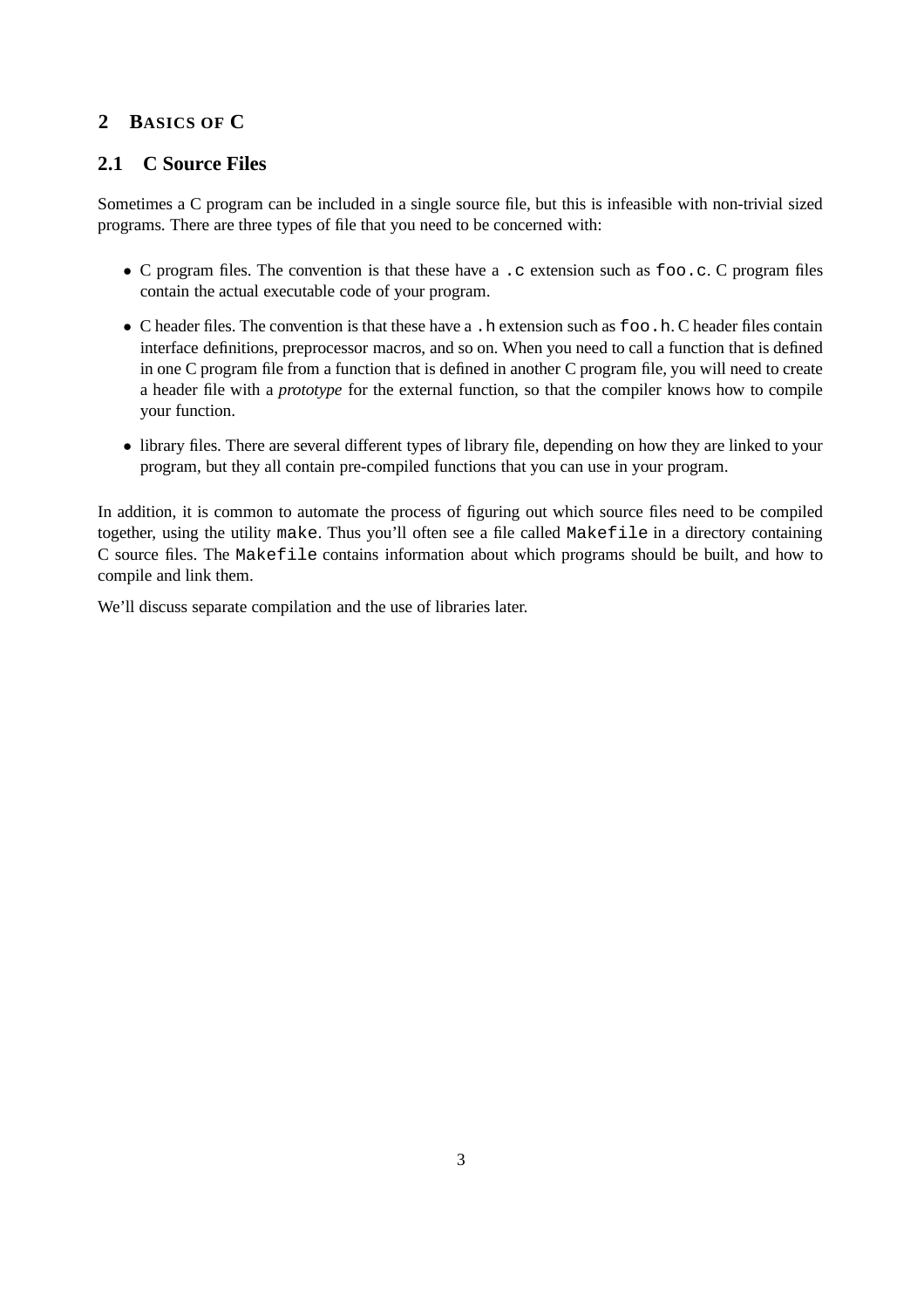# 2 BASICS OF C

## 2.1 C Source Files

Sometimes a C program can be included in a single source file, but this is infeasible with non-trivial sized programs. There are three types of file that you need to be concerned with:

- C program files. The convention is that these have a `.c` extension such as `foo.c`. C program files contain the actual executable code of your program.
- C header files. The convention is that these have a `.h` extension such as `foo.h`. C header files contain interface definitions, preprocessor macros, and so on. When you need to call a function that is defined in one C program file from a function that is defined in another C program file, you will need to create a header file with a *prototype* for the external function, so that the compiler knows how to compile your function.
- library files. There are several different types of library file, depending on how they are linked to your program, but they all contain pre-compiled functions that you can use in your program.

In addition, it is common to automate the process of figuring out which source files need to be compiled together, using the utility `make`. Thus you'll often see a file called `Makefile` in a directory containing C source files. The `Makefile` contains information about which programs should be built, and how to compile and link them.

We'll discuss separate compilation and the use of libraries later.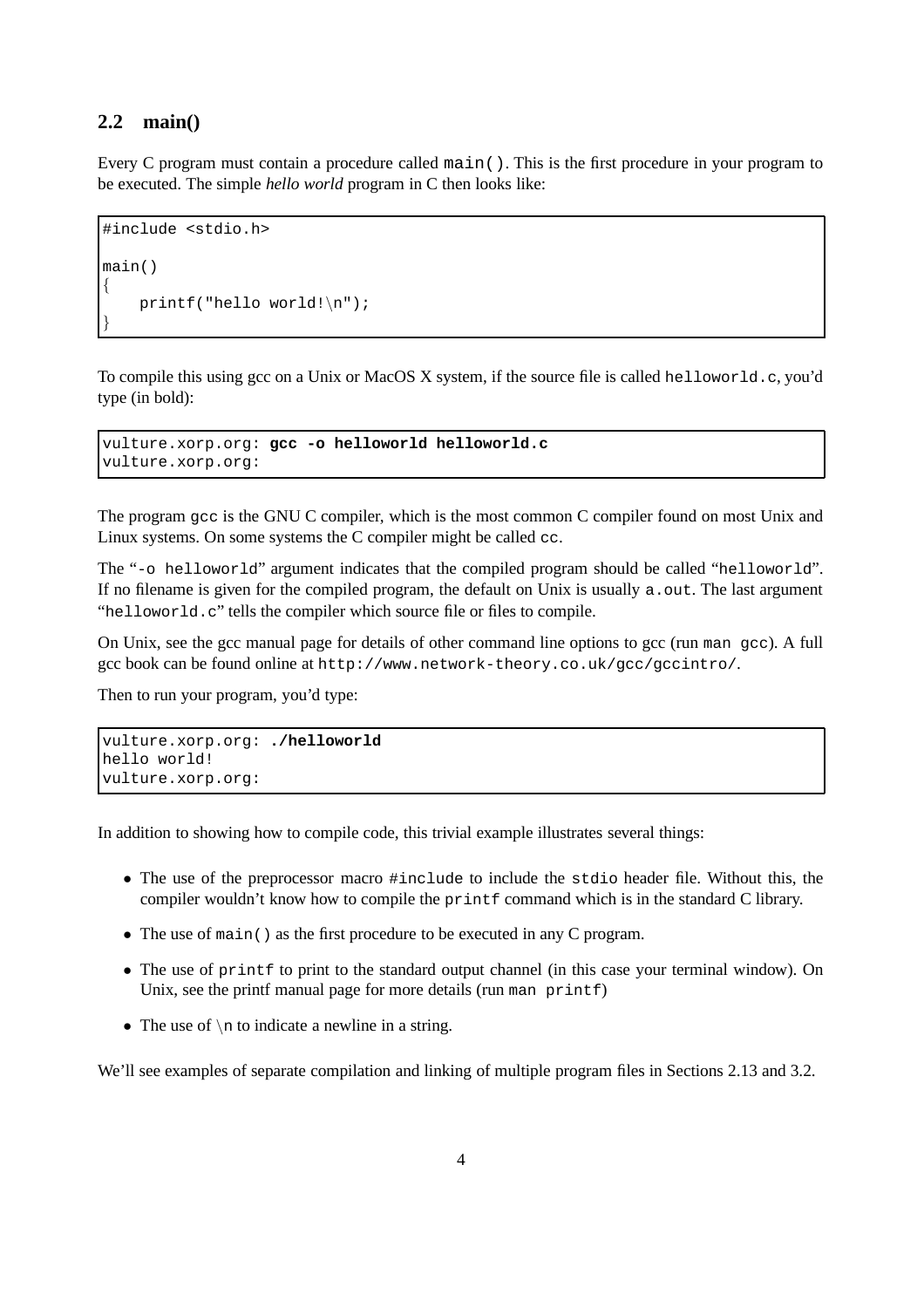## 2.2 main()

Every C program must contain a procedure called `main()`. This is the first procedure in your program to be executed. The simple *hello world* program in C then looks like:

```
#include <stdio.h>

main()
{
    printf("hello world!\n");
}
```

To compile this using gcc on a Unix or MacOS X system, if the source file is called `helloworld.c`, you'd type (in bold):

```
vulture.xorp.org: gcc -o helloworld helloworld.c
vulture.xorp.org:
```

The program `gcc` is the GNU C compiler, which is the most common C compiler found on most Unix and Linux systems. On some systems the C compiler might be called `cc`.

The "`-o helloworld`" argument indicates that the compiled program should be called "`helloworld`". If no filename is given for the compiled program, the default on Unix is usually `a.out`. The last argument "`helloworld.c`" tells the compiler which source file or files to compile.

On Unix, see the gcc manual page for details of other command line options to gcc (run `man gcc`). A full gcc book can be found online at `http://www.network-theory.co.uk/gcc/gccintro/`.

Then to run your program, you'd type:

```
vulture.xorp.org: ./helloworld
hello world!
vulture.xorp.org:
```

In addition to showing how to compile code, this trivial example illustrates several things:

- The use of the preprocessor macro `#include` to include the `stdio` header file. Without this, the compiler wouldn't know how to compile the `printf` command which is in the standard C library.
- The use of `main()` as the first procedure to be executed in any C program.
- The use of `printf` to print to the standard output channel (in this case your terminal window). On Unix, see the printf manual page for more details (run `man printf`)
- The use of `\n` to indicate a newline in a string.

We'll see examples of separate compilation and linking of multiple program files in Sections 2.13 and 3.2.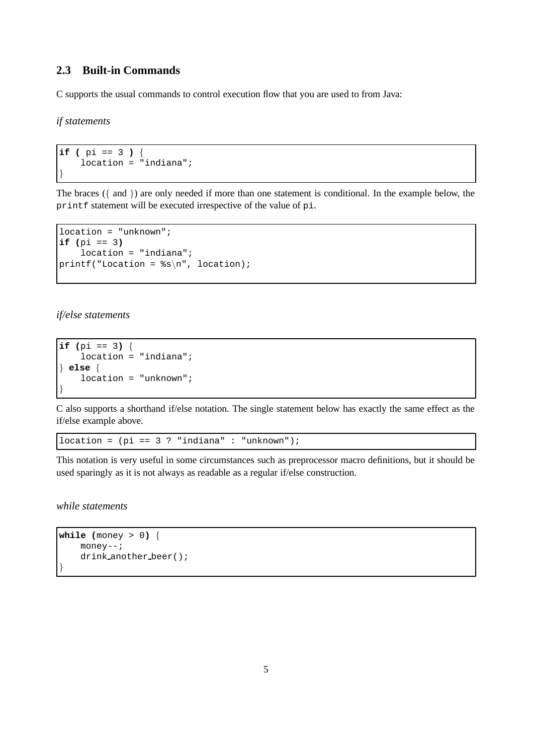## 2.3 Built-in Commands

C supports the usual commands to control execution flow that you are used to from Java:

*if statements*

```
if ( pi == 3 ) {
    location = "indiana";
}
```

The braces ({ and }) are only needed if more than one statement is conditional. In the example below, the `printf` statement will be executed irrespective of the value of `pi`.

```
location = "unknown";
if (pi == 3)
    location = "indiana";
printf("Location = %s\n", location);
```

*if/else statements*

```
if (pi == 3) {
    location = "indiana";
} else {
    location = "unknown";
}
```

C also supports a shorthand if/else notation. The single statement below has exactly the same effect as the if/else example above.

```
location = (pi == 3 ? "indiana" : "unknown");
```

This notation is very useful in some circumstances such as preprocessor macro definitions, but it should be used sparingly as it is not always as readable as a regular if/else construction.

*while statements*

```
while (money > 0) {
    money--;
    drink_another_beer();
}
```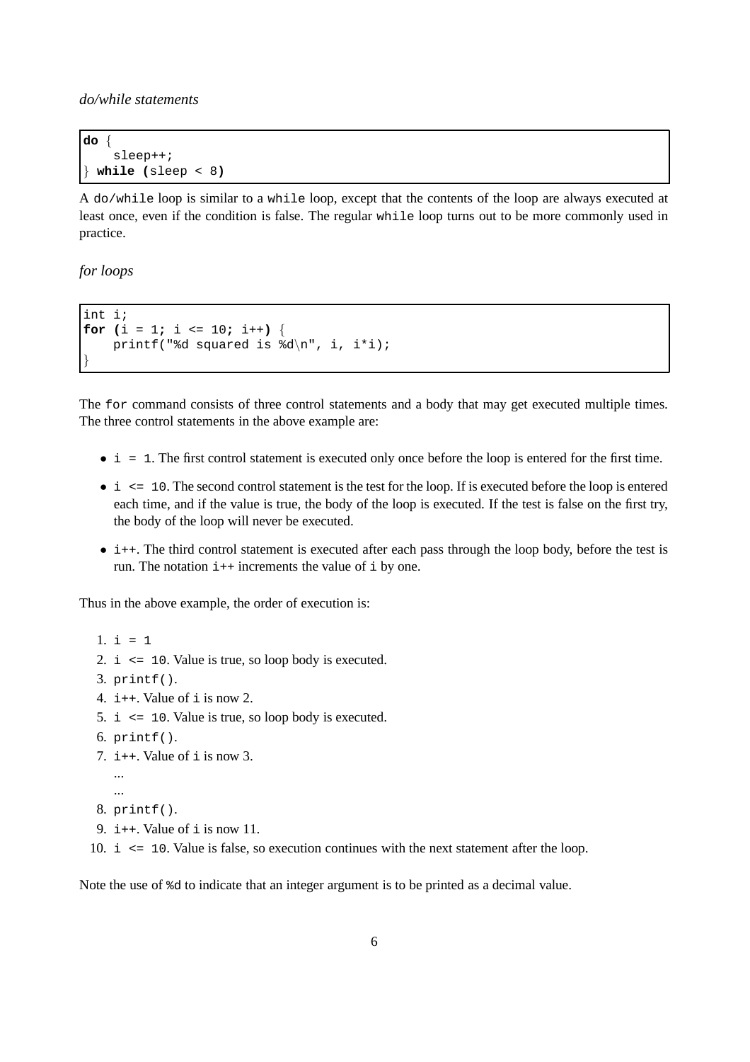*do/while statements*

```
do {
    sleep++;
} while (sleep < 8)
```

A `do/while` loop is similar to a `while` loop, except that the contents of the loop are always executed at least once, even if the condition is false. The regular `while` loop turns out to be more commonly used in practice.

*for loops*

```
int i;
for (i = 1; i <= 10; i++) {
    printf("%d squared is %d\n", i, i*i);
}
```

The `for` command consists of three control statements and a body that may get executed multiple times. The three control statements in the above example are:

- `i = 1`. The first control statement is executed only once before the loop is entered for the first time.
- `i <= 10`. The second control statement is the test for the loop. If is executed before the loop is entered each time, and if the value is true, the body of the loop is executed. If the test is false on the first try, the body of the loop will never be executed.
- `i++`. The third control statement is executed after each pass through the loop body, before the test is run. The notation `i++` increments the value of `i` by one.

Thus in the above example, the order of execution is:

1. `i = 1`
2. `i <= 10`. Value is true, so loop body is executed.
3. `printf()`.
4. `i++`. Value of `i` is now 2.
5. `i <= 10`. Value is true, so loop body is executed.
6. `printf()`.
7. `i++`. Value of `i` is now 3.

   ...
   ...
8. `printf()`.
9. `i++`. Value of `i` is now 11.
10. `i <= 10`. Value is false, so execution continues with the next statement after the loop.

Note the use of `%d` to indicate that an integer argument is to be printed as a decimal value.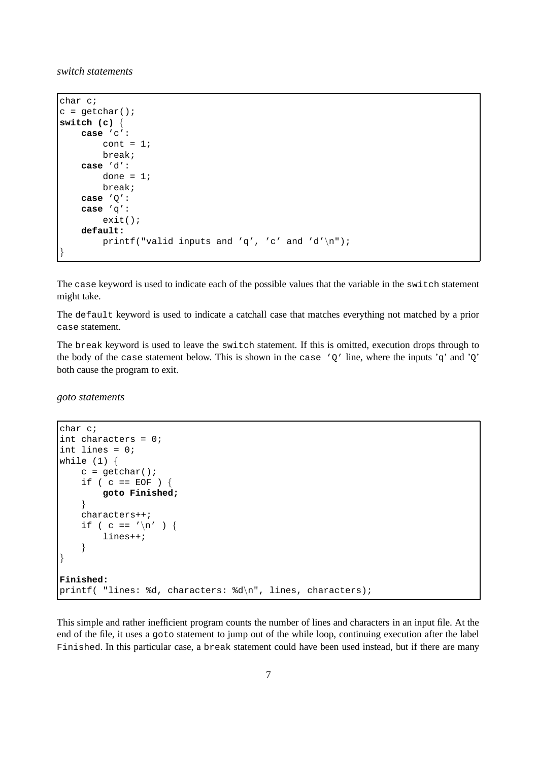*switch statements*

```
char c;
c = getchar();
switch (c) {
    case 'c':
        cont = 1;
        break;
    case 'd':
        done = 1;
        break;
    case 'Q':
    case 'q':
        exit();
    default:
        printf("valid inputs and 'q', 'c' and 'd'\n");
}
```

The `case` keyword is used to indicate each of the possible values that the variable in the `switch` statement might take.

The `default` keyword is used to indicate a catchall case that matches everything not matched by a prior `case` statement.

The `break` keyword is used to leave the `switch` statement. If this is omitted, execution drops through to the body of the `case` statement below. This is shown in the `case 'Q'` line, where the inputs 'q' and 'Q' both cause the program to exit.

*goto statements*

```
char c;
int characters = 0;
int lines = 0;
while (1) {
    c = getchar();
    if ( c == EOF ) {
        goto Finished;
    }
    characters++;
    if ( c == '\n' ) {
        lines++;
    }
}

Finished:
printf( "lines: %d, characters: %d\n", lines, characters);
```

This simple and rather inefficient program counts the number of lines and characters in an input file. At the end of the file, it uses a `goto` statement to jump out of the while loop, continuing execution after the label `Finished`. In this particular case, a `break` statement could have been used instead, but if there are many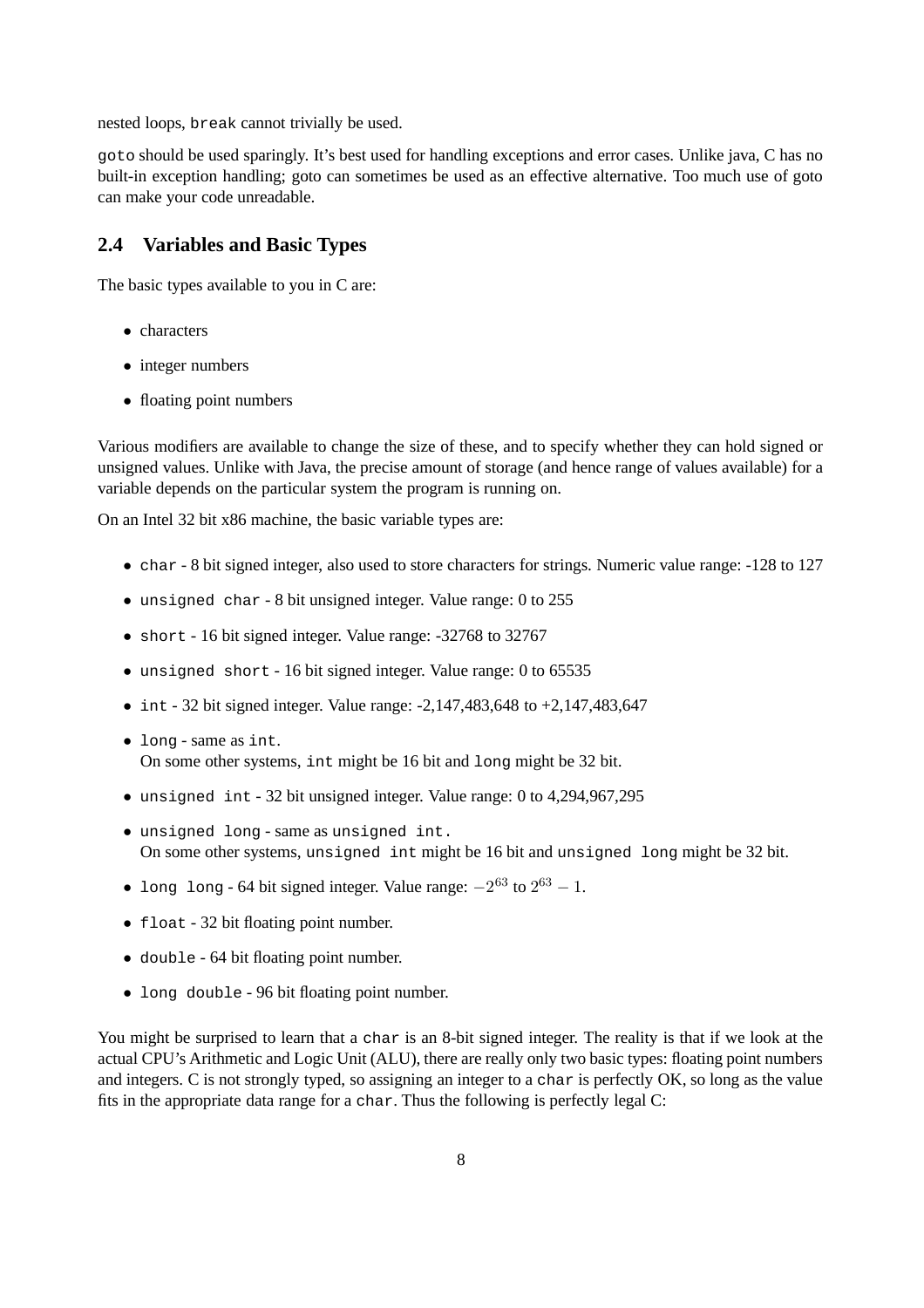nested loops, `break` cannot trivially be used.

`goto` should be used sparingly. It's best used for handling exceptions and error cases. Unlike java, C has no built-in exception handling; goto can sometimes be used as an effective alternative. Too much use of goto can make your code unreadable.

## 2.4 Variables and Basic Types

The basic types available to you in C are:

- characters
- integer numbers
- floating point numbers

Various modifiers are available to change the size of these, and to specify whether they can hold signed or unsigned values. Unlike with Java, the precise amount of storage (and hence range of values available) for a variable depends on the particular system the program is running on.

On an Intel 32 bit x86 machine, the basic variable types are:

- `char` - 8 bit signed integer, also used to store characters for strings. Numeric value range: -128 to 127
- `unsigned char` - 8 bit unsigned integer. Value range: 0 to 255
- `short` - 16 bit signed integer. Value range: -32768 to 32767
- `unsigned short` - 16 bit signed integer. Value range: 0 to 65535
- `int` - 32 bit signed integer. Value range: -2,147,483,648 to +2,147,483,647
- `long` - same as `int`.
  On some other systems, `int` might be 16 bit and `long` might be 32 bit.
- `unsigned int` - 32 bit unsigned integer. Value range: 0 to 4,294,967,295
- `unsigned long` - same as `unsigned int.`
  On some other systems, `unsigned int` might be 16 bit and `unsigned long` might be 32 bit.
- `long long` - 64 bit signed integer. Value range: $-2^{63}$ to $2^{63} - 1$.
- `float` - 32 bit floating point number.
- `double` - 64 bit floating point number.
- `long double` - 96 bit floating point number.

You might be surprised to learn that a `char` is an 8-bit signed integer. The reality is that if we look at the actual CPU's Arithmetic and Logic Unit (ALU), there are really only two basic types: floating point numbers and integers. C is not strongly typed, so assigning an integer to a `char` is perfectly OK, so long as the value fits in the appropriate data range for a `char`. Thus the following is perfectly legal C: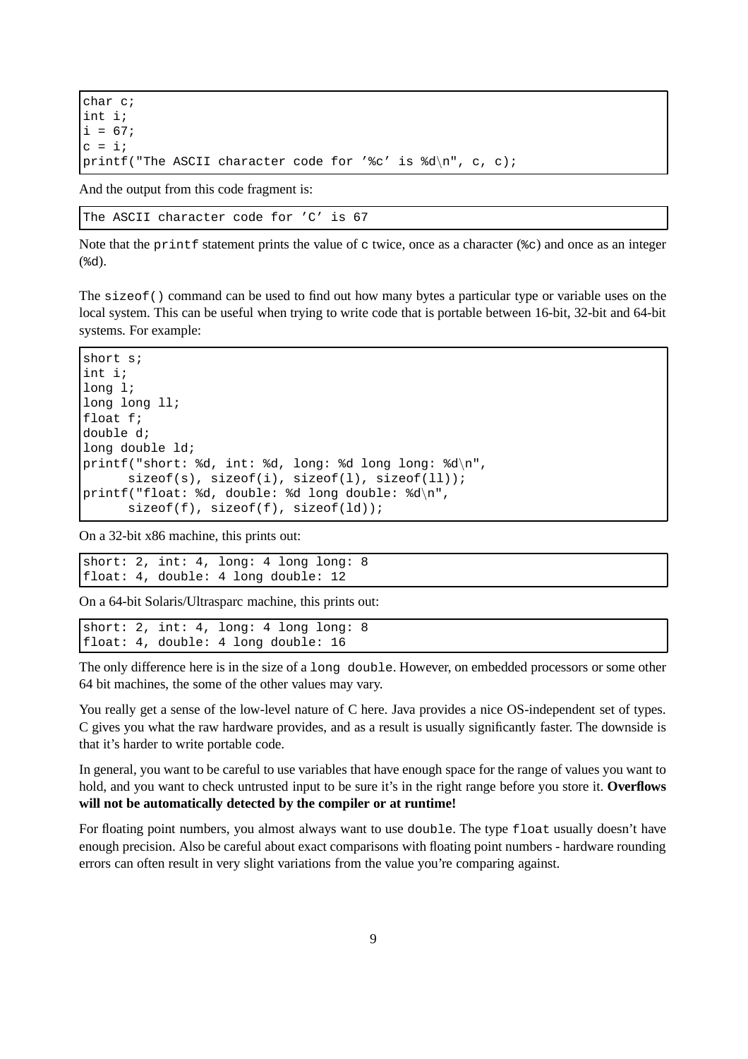```
char c;
int i;
i = 67;
c = i;
printf("The ASCII character code for ’%c’ is %d\n", c, c);
```

And the output from this code fragment is:

```
The ASCII character code for ’C’ is 67
```

Note that the `printf` statement prints the value of `c` twice, once as a character (`%c`) and once as an integer (`%d`).

The `sizeof()` command can be used to find out how many bytes a particular type or variable uses on the local system. This can be useful when trying to write code that is portable between 16-bit, 32-bit and 64-bit systems. For example:

```
short s;
int i;
long l;
long long ll;
float f;
double d;
long double ld;
printf("short: %d, int: %d, long: %d long long: %d\n",
      sizeof(s), sizeof(i), sizeof(l), sizeof(ll));
printf("float: %d, double: %d long double: %d\n",
      sizeof(f), sizeof(f), sizeof(ld));
```

On a 32-bit x86 machine, this prints out:

```
short: 2, int: 4, long: 4 long long: 8
float: 4, double: 4 long double: 12
```

On a 64-bit Solaris/Ultrasparc machine, this prints out:

```
short: 2, int: 4, long: 4 long long: 8
float: 4, double: 4 long double: 16
```

The only difference here is in the size of a `long double`. However, on embedded processors or some other 64 bit machines, the some of the other values may vary.

You really get a sense of the low-level nature of C here. Java provides a nice OS-independent set of types. C gives you what the raw hardware provides, and as a result is usually significantly faster. The downside is that it’s harder to write portable code.

In general, you want to be careful to use variables that have enough space for the range of values you want to hold, and you want to check untrusted input to be sure it’s in the right range before you store it. **Overflows will not be automatically detected by the compiler or at runtime!**

For floating point numbers, you almost always want to use `double`. The type `float` usually doesn’t have enough precision. Also be careful about exact comparisons with floating point numbers - hardware rounding errors can often result in very slight variations from the value you’re comparing against.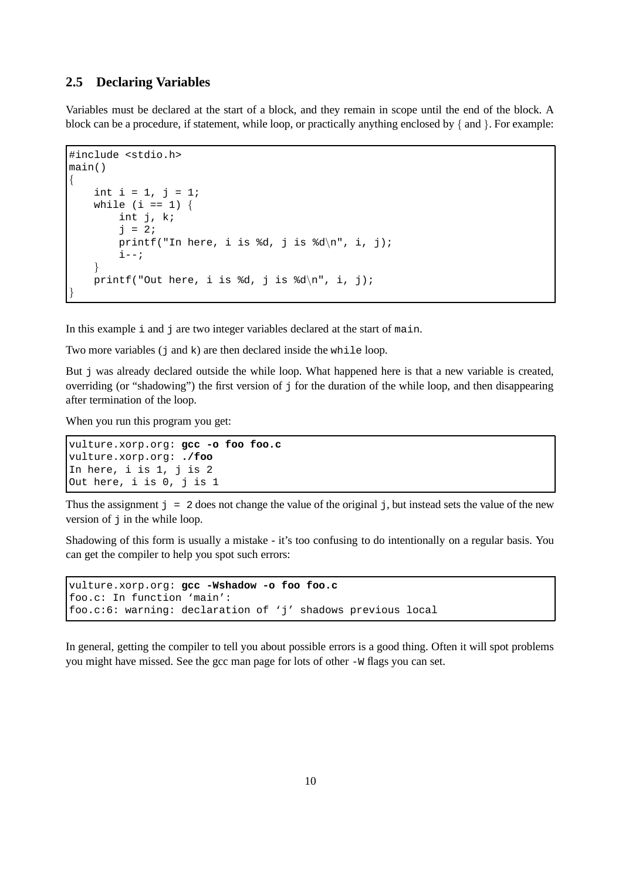## 2.5 Declaring Variables

Variables must be declared at the start of a block, and they remain in scope until the end of the block. A block can be a procedure, if statement, while loop, or practically anything enclosed by { and }. For example:

```
#include <stdio.h>
main()
{
    int i = 1, j = 1;
    while (i == 1) {
        int j, k;
        j = 2;
        printf("In here, i is %d, j is %d\n", i, j);
        i--;
    }
    printf("Out here, i is %d, j is %d\n", i, j);
}
```

In this example `i` and `j` are two integer variables declared at the start of `main`.

Two more variables (`j` and `k`) are then declared inside the `while` loop.

But `j` was already declared outside the while loop. What happened here is that a new variable is created, overriding (or "shadowing") the first version of `j` for the duration of the while loop, and then disappearing after termination of the loop.

When you run this program you get:

```
vulture.xorp.org: gcc -o foo foo.c
vulture.xorp.org: ./foo
In here, i is 1, j is 2
Out here, i is 0, j is 1
```

Thus the assignment `j = 2` does not change the value of the original `j`, but instead sets the value of the new version of `j` in the while loop.

Shadowing of this form is usually a mistake - it's too confusing to do intentionally on a regular basis. You can get the compiler to help you spot such errors:

```
vulture.xorp.org: gcc -Wshadow -o foo foo.c
foo.c: In function 'main':
foo.c:6: warning: declaration of 'j' shadows previous local
```

In general, getting the compiler to tell you about possible errors is a good thing. Often it will spot problems you might have missed. See the gcc man page for lots of other `-W` flags you can set.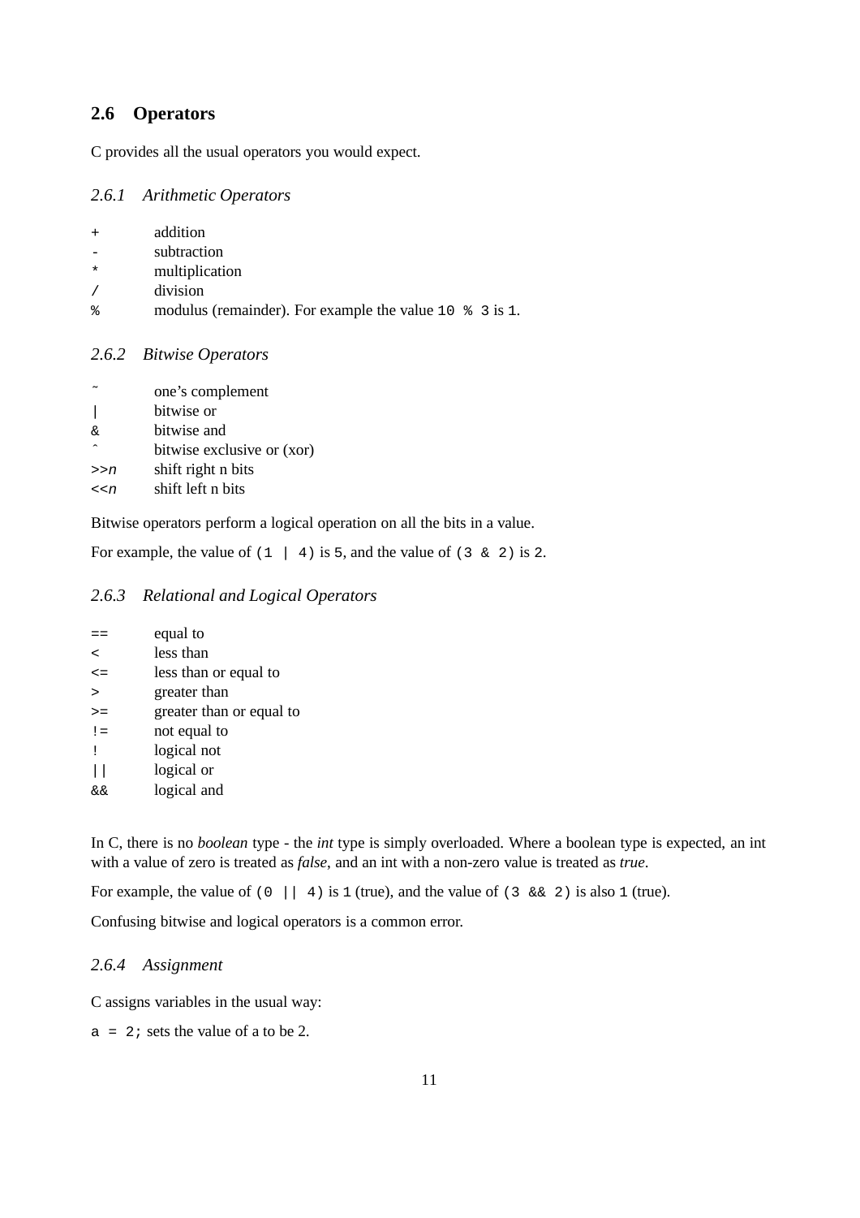## 2.6 Operators

C provides all the usual operators you would expect.

### 2.6.1 Arithmetic Operators

| | |
|---|---|
| `+` | addition |
| `-` | subtraction |
| `*` | multiplication |
| `/` | division |
| `%` | modulus (remainder). For example the value `10 % 3` is `1`. |

### 2.6.2 Bitwise Operators

| | |
|---|---|
| `~` | one's complement |
| `\|` | bitwise or |
| `&` | bitwise and |
| `^` | bitwise exclusive or (xor) |
| `>>n` | shift right n bits |
| `<<n` | shift left n bits |

Bitwise operators perform a logical operation on all the bits in a value.

For example, the value of `(1 | 4)` is `5`, and the value of `(3 & 2)` is `2`.

### 2.6.3 Relational and Logical Operators

| | |
|---|---|
| `==` | equal to |
| `<` | less than |
| `<=` | less than or equal to |
| `>` | greater than |
| `>=` | greater than or equal to |
| `!=` | not equal to |
| `!` | logical not |
| `\|\|` | logical or |
| `&&` | logical and |

In C, there is no *boolean* type - the *int* type is simply overloaded. Where a boolean type is expected, an int with a value of zero is treated as *false*, and an int with a non-zero value is treated as *true*.

For example, the value of `(0 || 4)` is `1` (true), and the value of `(3 && 2)` is also `1` (true).

Confusing bitwise and logical operators is a common error.

### 2.6.4 Assignment

C assigns variables in the usual way:

`a = 2;` sets the value of a to be 2.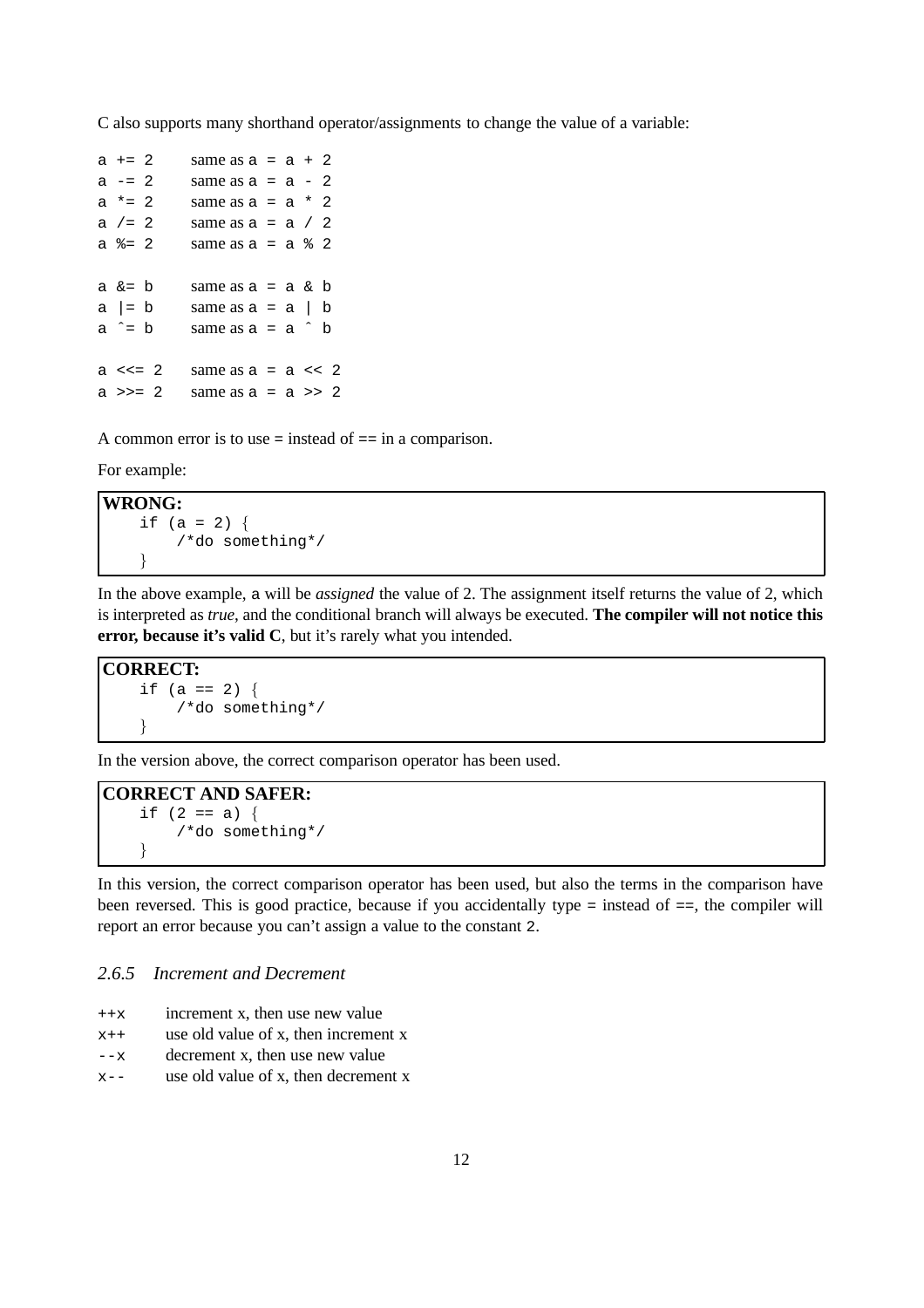C also supports many shorthand operator/assignments to change the value of a variable:

| | |
|---|---|
| `a += 2` | same as `a = a + 2` |
| `a -= 2` | same as `a = a - 2` |
| `a *= 2` | same as `a = a * 2` |
| `a /= 2` | same as `a = a / 2` |
| `a %= 2` | same as `a = a % 2` |
| `a &= b` | same as `a = a & b` |
| `a \|= b` | same as `a = a \| b` |
| `a ^= b` | same as `a = a ^ b` |
| `a <<= 2` | same as `a = a << 2` |
| `a >>= 2` | same as `a = a >> 2` |

A common error is to use = instead of == in a comparison.

For example:

**WRONG:**

```
if (a = 2) {
    /*do something*/
}
```

In the above example, a will be *assigned* the value of 2. The assignment itself returns the value of 2, which is interpreted as *true*, and the conditional branch will always be executed. **The compiler will not notice this error, because it's valid C**, but it's rarely what you intended.

**CORRECT:**

```
if (a == 2) {
    /*do something*/
}
```

In the version above, the correct comparison operator has been used.

**CORRECT AND SAFER:**

```
if (2 == a) {
    /*do something*/
}
```

In this version, the correct comparison operator has been used, but also the terms in the comparison have been reversed. This is good practice, because if you accidentally type = instead of ==, the compiler will report an error because you can't assign a value to the constant 2.

### *2.6.5 Increment and Decrement*

| | |
|---|---|
| `++x` | increment x, then use new value |
| `x++` | use old value of x, then increment x |
| `--x` | decrement x, then use new value |
| `x--` | use old value of x, then decrement x |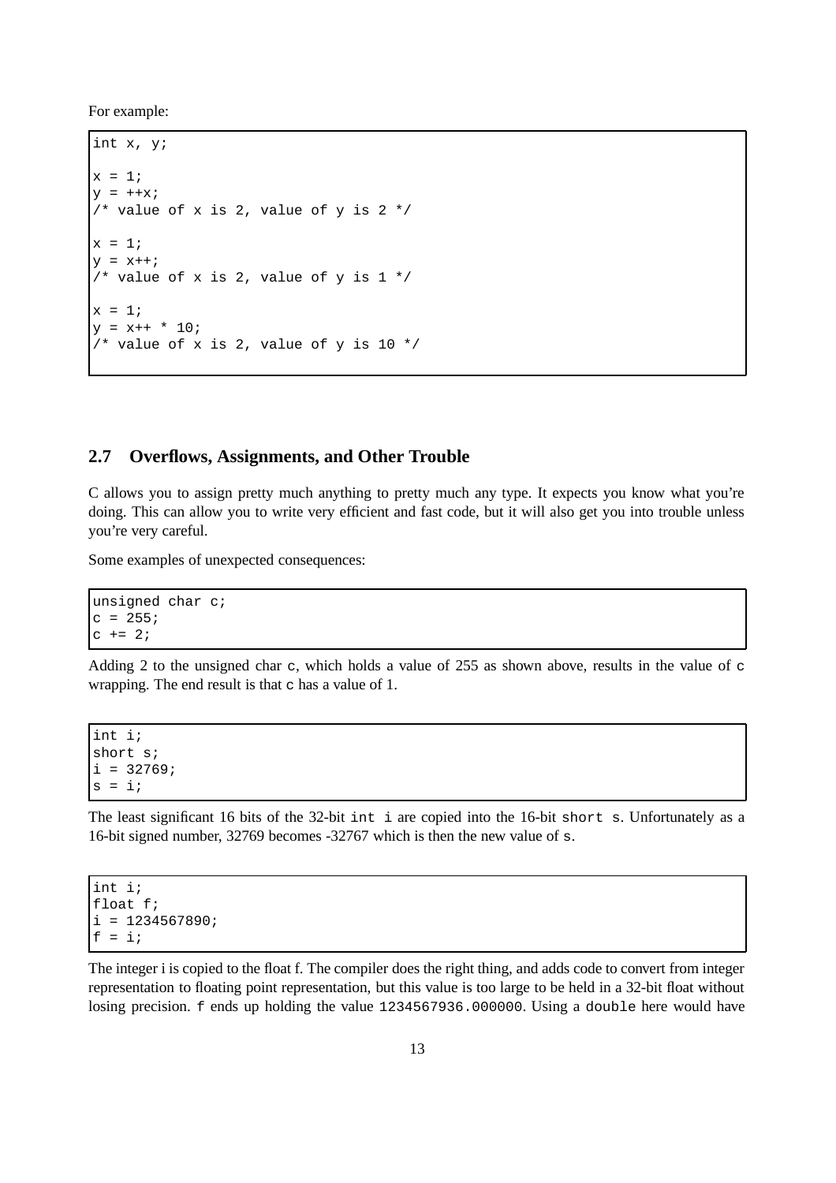For example:

```
int x, y;

x = 1;
y = ++x;
/* value of x is 2, value of y is 2 */

x = 1;
y = x++;
/* value of x is 2, value of y is 1 */

x = 1;
y = x++ * 10;
/* value of x is 2, value of y is 10 */
```

## 2.7 Overflows, Assignments, and Other Trouble

C allows you to assign pretty much anything to pretty much any type. It expects you know what you're doing. This can allow you to write very efficient and fast code, but it will also get you into trouble unless you're very careful.

Some examples of unexpected consequences:

```
unsigned char c;
c = 255;
c += 2;
```

Adding 2 to the unsigned char `c`, which holds a value of 255 as shown above, results in the value of `c` wrapping. The end result is that `c` has a value of 1.

```
int i;
short s;
i = 32769;
s = i;
```

The least significant 16 bits of the 32-bit `int i` are copied into the 16-bit `short s`. Unfortunately as a 16-bit signed number, 32769 becomes -32767 which is then the new value of `s`.

```
int i;
float f;
i = 1234567890;
f = i;
```

The integer i is copied to the float f. The compiler does the right thing, and adds code to convert from integer representation to floating point representation, but this value is too large to be held in a 32-bit float without losing precision. `f` ends up holding the value `1234567936.000000`. Using a `double` here would have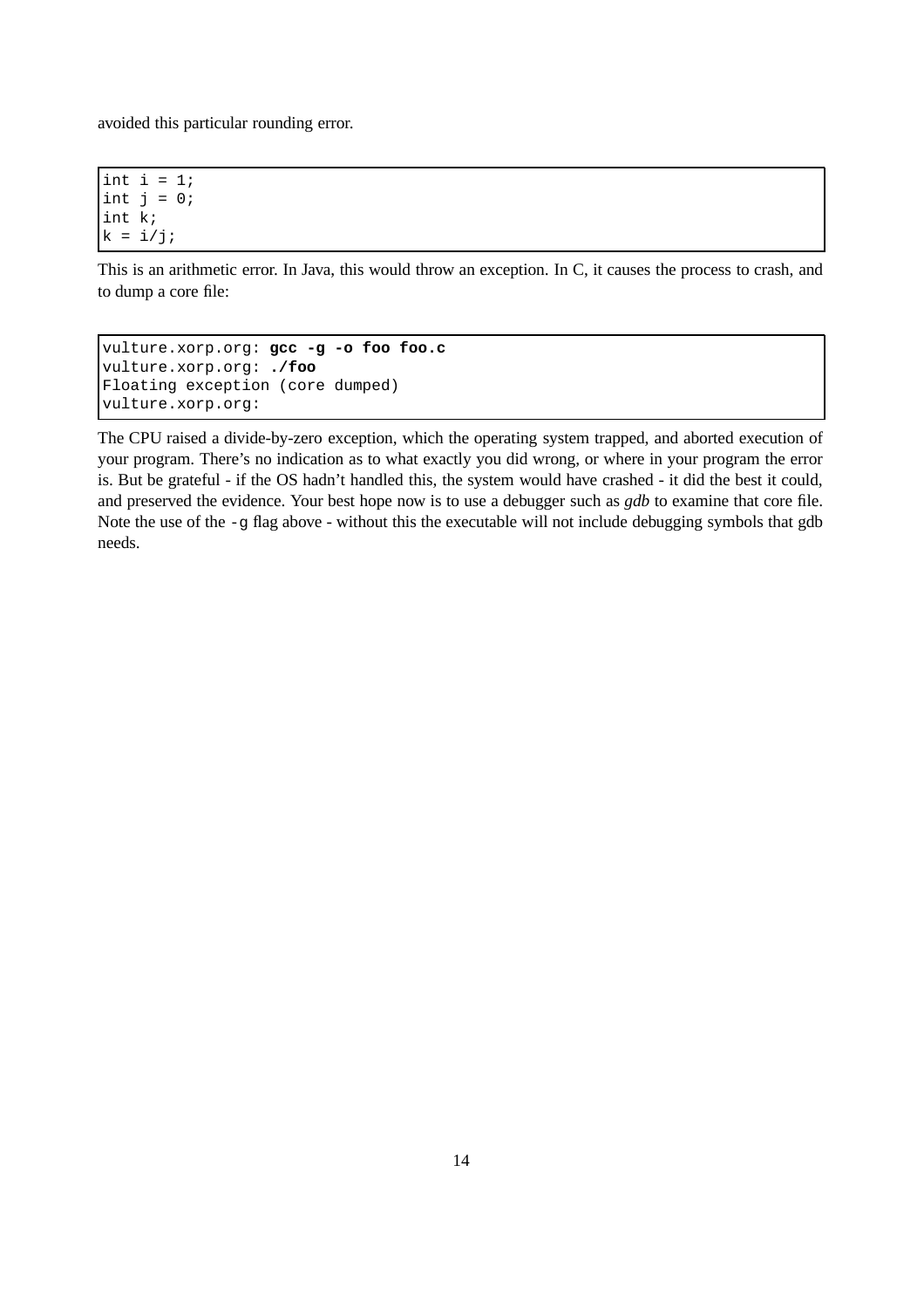avoided this particular rounding error.

```
int i = 1;
int j = 0;
int k;
k = i/j;
```

This is an arithmetic error. In Java, this would throw an exception. In C, it causes the process to crash, and to dump a core file:

```
vulture.xorp.org: gcc -g -o foo foo.c
vulture.xorp.org: ./foo
Floating exception (core dumped)
vulture.xorp.org:
```

The CPU raised a divide-by-zero exception, which the operating system trapped, and aborted execution of your program. There's no indication as to what exactly you did wrong, or where in your program the error is. But be grateful - if the OS hadn't handled this, the system would have crashed - it did the best it could, and preserved the evidence. Your best hope now is to use a debugger such as *gdb* to examine that core file. Note the use of the `-g` flag above - without this the executable will not include debugging symbols that gdb needs.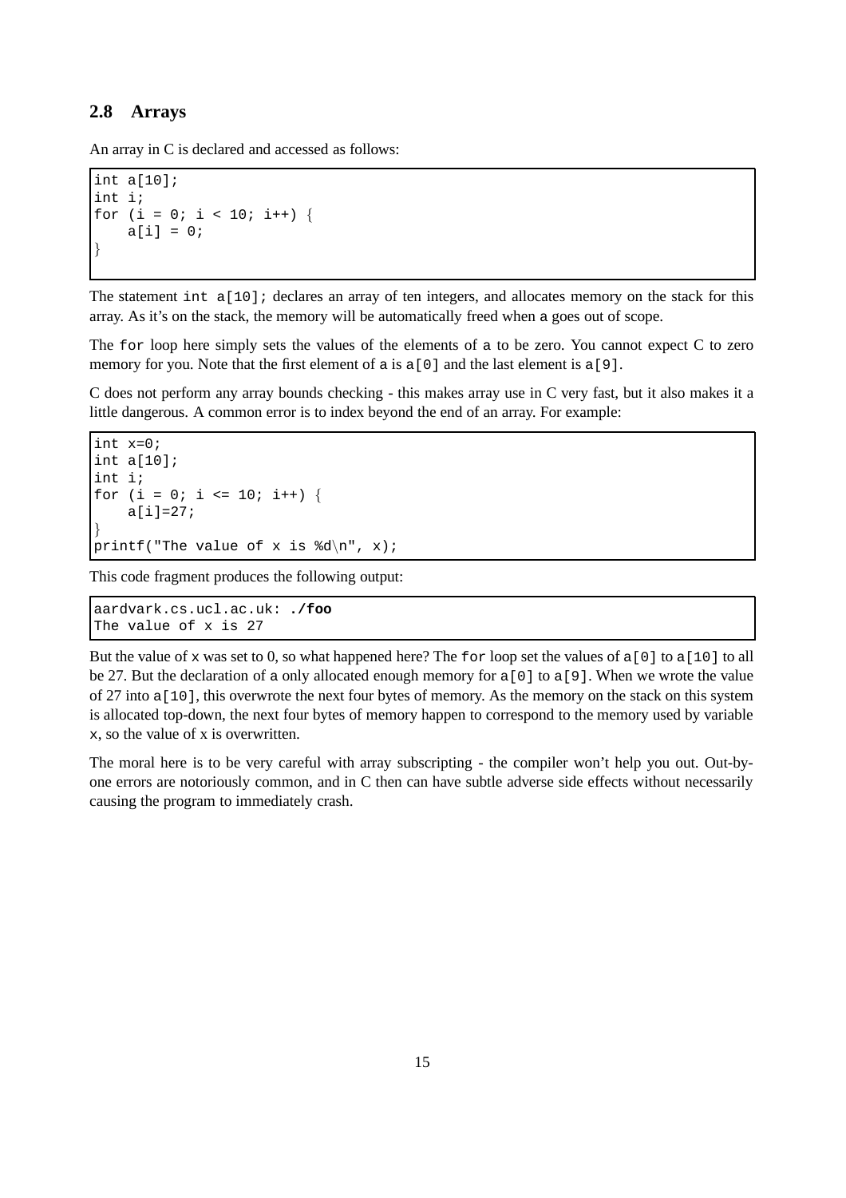## 2.8 Arrays

An array in C is declared and accessed as follows:

```
int a[10];
int i;
for (i = 0; i < 10; i++) {
    a[i] = 0;
}
```

The statement `int a[10];` declares an array of ten integers, and allocates memory on the stack for this array. As it's on the stack, the memory will be automatically freed when `a` goes out of scope.

The `for` loop here simply sets the values of the elements of `a` to be zero. You cannot expect C to zero memory for you. Note that the first element of `a` is `a[0]` and the last element is `a[9]`.

C does not perform any array bounds checking - this makes array use in C very fast, but it also makes it a little dangerous. A common error is to index beyond the end of an array. For example:

```
int x=0;
int a[10];
int i;
for (i = 0; i <= 10; i++) {
    a[i]=27;
}
printf("The value of x is %d\n", x);
```

This code fragment produces the following output:

```
aardvark.cs.ucl.ac.uk: ./foo
The value of x is 27
```

But the value of `x` was set to 0, so what happened here? The `for` loop set the values of `a[0]` to `a[10]` to all be 27. But the declaration of `a` only allocated enough memory for `a[0]` to `a[9]`. When we wrote the value of 27 into `a[10]`, this overwrote the next four bytes of memory. As the memory on the stack on this system is allocated top-down, the next four bytes of memory happen to correspond to the memory used by variable `x`, so the value of x is overwritten.

The moral here is to be very careful with array subscripting - the compiler won't help you out. Out-by-one errors are notoriously common, and in C then can have subtle adverse side effects without necessarily causing the program to immediately crash.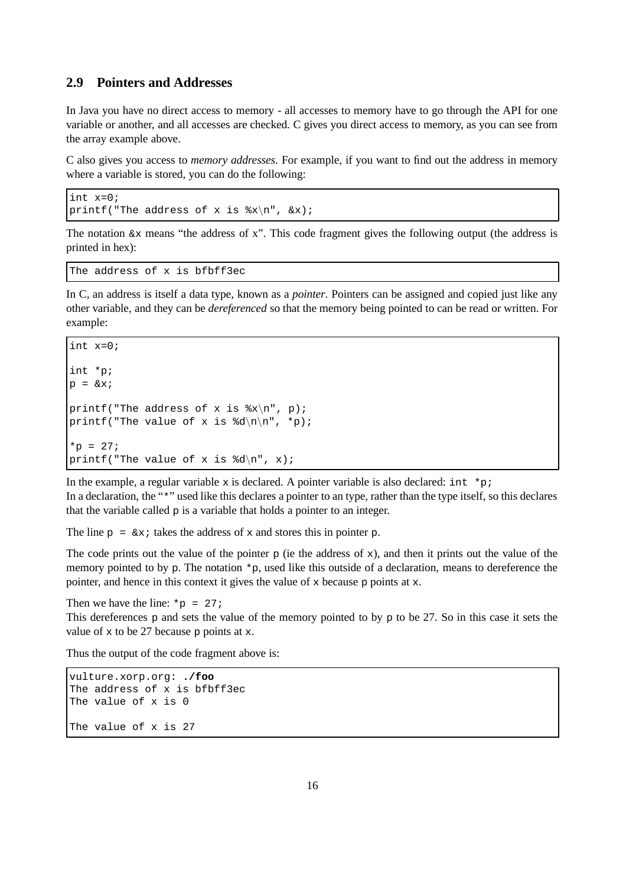## 2.9 Pointers and Addresses

In Java you have no direct access to memory - all accesses to memory have to go through the API for one variable or another, and all accesses are checked. C gives you direct access to memory, as you can see from the array example above.

C also gives you access to *memory addresses*. For example, if you want to find out the address in memory where a variable is stored, you can do the following:

```
int x=0;
printf("The address of x is %x\n", &x);
```

The notation `&x` means "the address of x". This code fragment gives the following output (the address is printed in hex):

```
The address of x is bfbff3ec
```

In C, an address is itself a data type, known as a *pointer*. Pointers can be assigned and copied just like any other variable, and they can be *dereferenced* so that the memory being pointed to can be read or written. For example:

```
int x=0;

int *p;
p = &x;

printf("The address of x is %x\n", p);
printf("The value of x is %d\n\n", *p);

*p = 27;
printf("The value of x is %d\n", x);
```

In the example, a regular variable `x` is declared. A pointer variable is also declared: `int *p;`
In a declaration, the "`*`" used like this declares a pointer to an type, rather than the type itself, so this declares that the variable called `p` is a variable that holds a pointer to an integer.

The line `p = &x;` takes the address of `x` and stores this in pointer `p`.

The code prints out the value of the pointer `p` (ie the address of `x`), and then it prints out the value of the memory pointed to by `p`. The notation `*p`, used like this outside of a declaration, means to dereference the pointer, and hence in this context it gives the value of `x` because `p` points at `x`.

Then we have the line: `*p = 27;`
This dereferences `p` and sets the value of the memory pointed to by `p` to be 27. So in this case it sets the value of `x` to be 27 because `p` points at `x`.

Thus the output of the code fragment above is:

```
vulture.xorp.org: ./foo
The address of x is bfbff3ec
The value of x is 0

The value of x is 27
```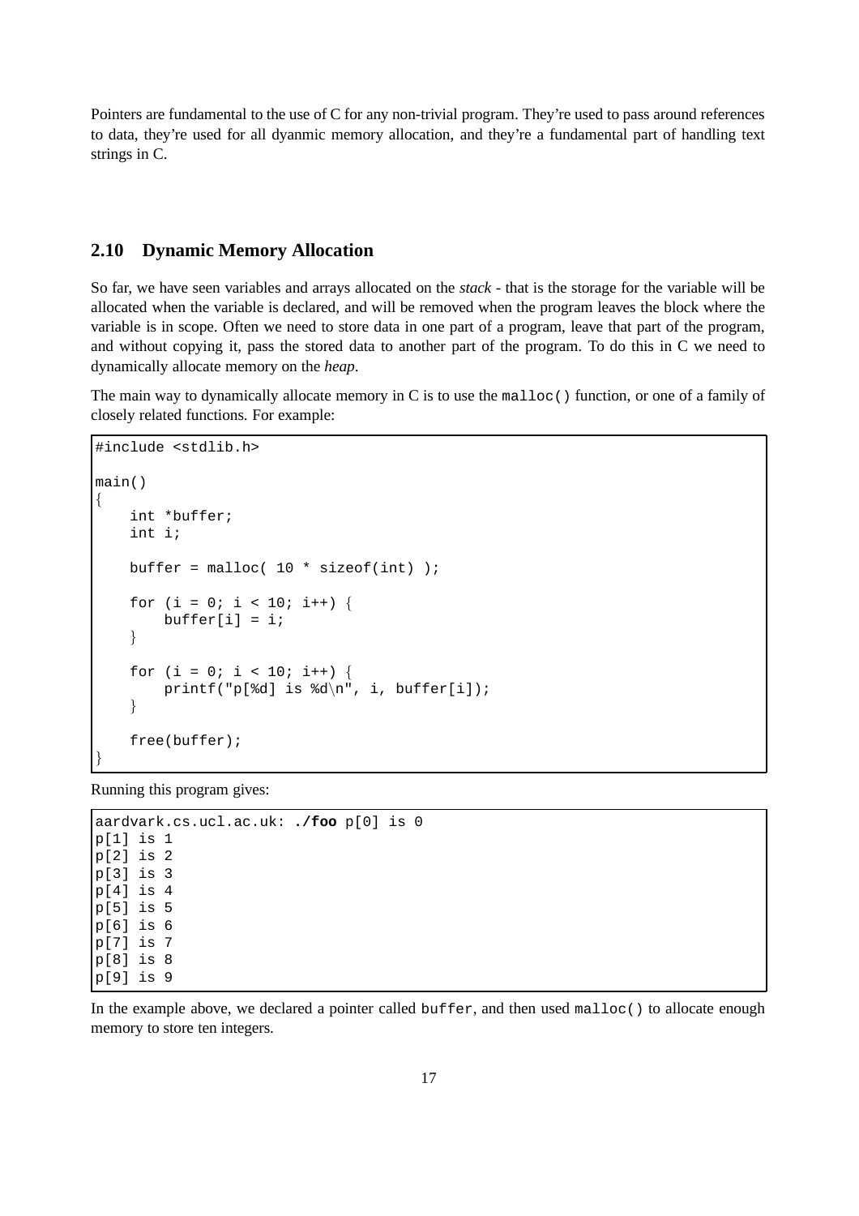Pointers are fundamental to the use of C for any non-trivial program. They're used to pass around references to data, they're used for all dyanmic memory allocation, and they're a fundamental part of handling text strings in C.

## 2.10 Dynamic Memory Allocation

So far, we have seen variables and arrays allocated on the *stack* - that is the storage for the variable will be allocated when the variable is declared, and will be removed when the program leaves the block where the variable is in scope. Often we need to store data in one part of a program, leave that part of the program, and without copying it, pass the stored data to another part of the program. To do this in C we need to dynamically allocate memory on the *heap*.

The main way to dynamically allocate memory in C is to use the `malloc()` function, or one of a family of closely related functions. For example:

```
#include <stdlib.h>

main()
{
    int *buffer;
    int i;

    buffer = malloc( 10 * sizeof(int) );

    for (i = 0; i < 10; i++) {
        buffer[i] = i;
    }

    for (i = 0; i < 10; i++) {
        printf("p[%d] is %d\n", i, buffer[i]);
    }

    free(buffer);
}
```

Running this program gives:

```
aardvark.cs.ucl.ac.uk: ./foo p[0] is 0
p[1] is 1
p[2] is 2
p[3] is 3
p[4] is 4
p[5] is 5
p[6] is 6
p[7] is 7
p[8] is 8
p[9] is 9
```

In the example above, we declared a pointer called `buffer`, and then used `malloc()` to allocate enough memory to store ten integers.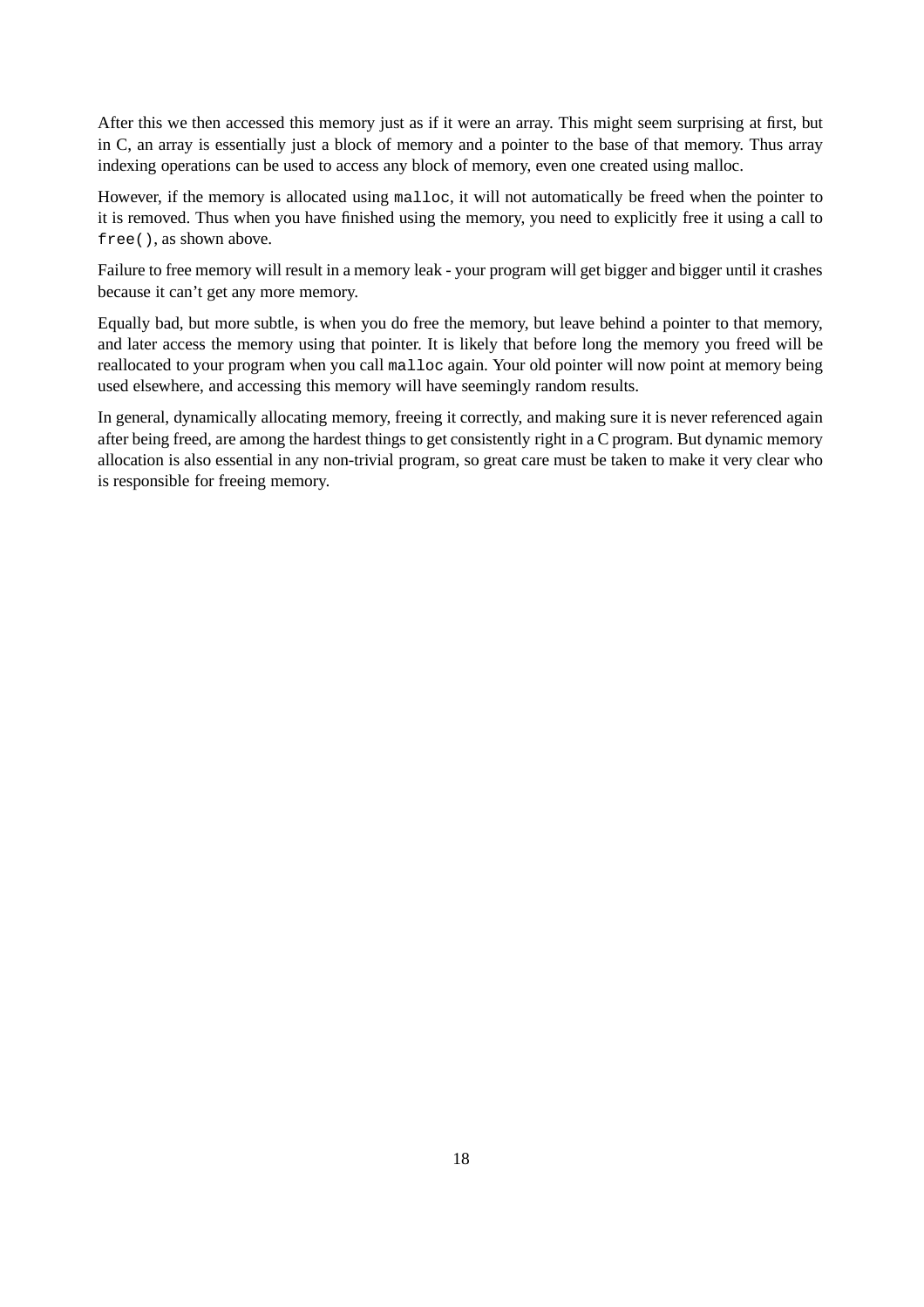After this we then accessed this memory just as if it were an array. This might seem surprising at first, but in C, an array is essentially just a block of memory and a pointer to the base of that memory. Thus array indexing operations can be used to access any block of memory, even one created using malloc.

However, if the memory is allocated using `malloc`, it will not automatically be freed when the pointer to it is removed. Thus when you have finished using the memory, you need to explicitly free it using a call to `free()`, as shown above.

Failure to free memory will result in a memory leak - your program will get bigger and bigger until it crashes because it can't get any more memory.

Equally bad, but more subtle, is when you do free the memory, but leave behind a pointer to that memory, and later access the memory using that pointer. It is likely that before long the memory you freed will be reallocated to your program when you call `malloc` again. Your old pointer will now point at memory being used elsewhere, and accessing this memory will have seemingly random results.

In general, dynamically allocating memory, freeing it correctly, and making sure it is never referenced again after being freed, are among the hardest things to get consistently right in a C program. But dynamic memory allocation is also essential in any non-trivial program, so great care must be taken to make it very clear who is responsible for freeing memory.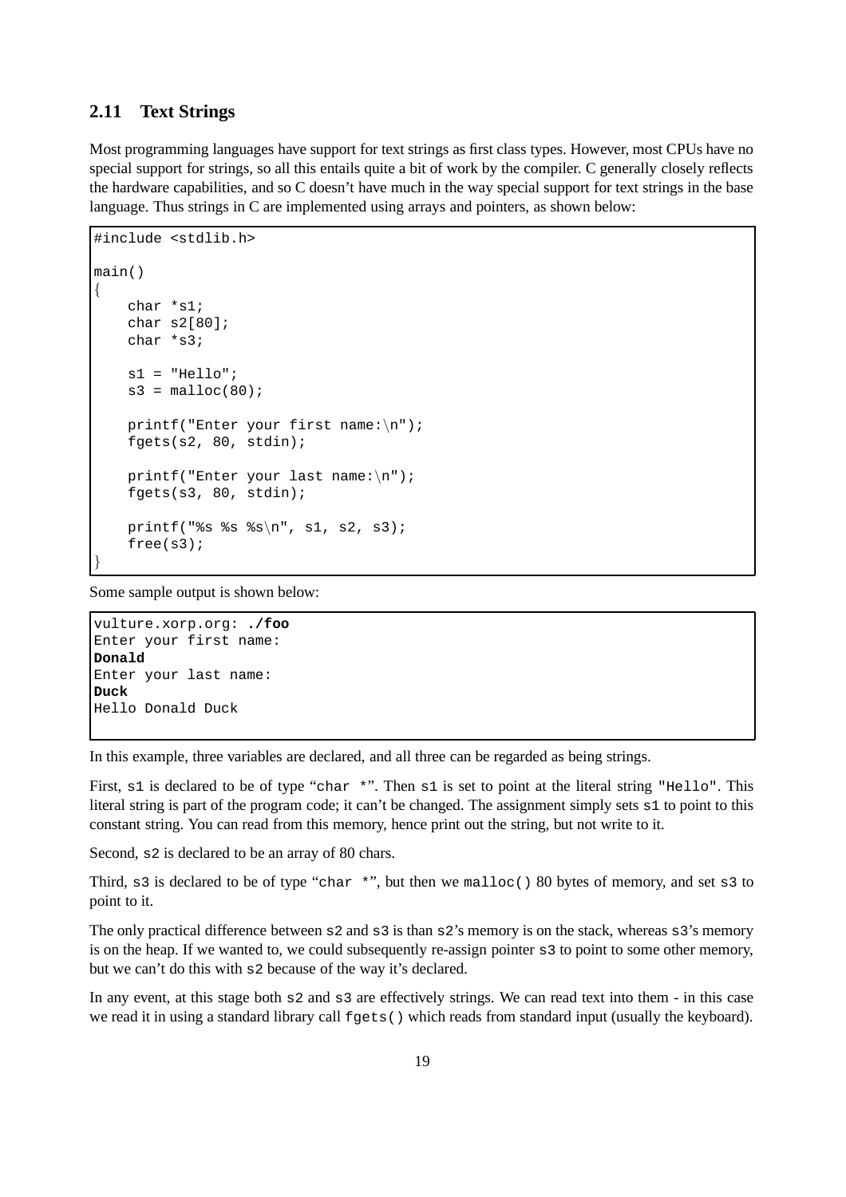## 2.11 Text Strings

Most programming languages have support for text strings as first class types. However, most CPUs have no special support for strings, so all this entails quite a bit of work by the compiler. C generally closely reflects the hardware capabilities, and so C doesn't have much in the way special support for text strings in the base language. Thus strings in C are implemented using arrays and pointers, as shown below:

```
#include <stdlib.h>

main()
{
    char *s1;
    char s2[80];
    char *s3;

    s1 = "Hello";
    s3 = malloc(80);

    printf("Enter your first name:\n");
    fgets(s2, 80, stdin);

    printf("Enter your last name:\n");
    fgets(s3, 80, stdin);

    printf("%s %s %s\n", s1, s2, s3);
    free(s3);
}
```

Some sample output is shown below:

```
vulture.xorp.org: ./foo
Enter your first name:
Donald
Enter your last name:
Duck
Hello Donald Duck
```

In this example, three variables are declared, and all three can be regarded as being strings.

First, `s1` is declared to be of type "`char *`". Then `s1` is set to point at the literal string `"Hello"`. This literal string is part of the program code; it can't be changed. The assignment simply sets `s1` to point to this constant string. You can read from this memory, hence print out the string, but not write to it.

Second, `s2` is declared to be an array of 80 chars.

Third, `s3` is declared to be of type "`char *`", but then we `malloc()` 80 bytes of memory, and set `s3` to point to it.

The only practical difference between `s2` and `s3` is than `s2`'s memory is on the stack, whereas `s3`'s memory is on the heap. If we wanted to, we could subsequently re-assign pointer `s3` to point to some other memory, but we can't do this with `s2` because of the way it's declared.

In any event, at this stage both `s2` and `s3` are effectively strings. We can read text into them - in this case we read it in using a standard library call `fgets()` which reads from standard input (usually the keyboard).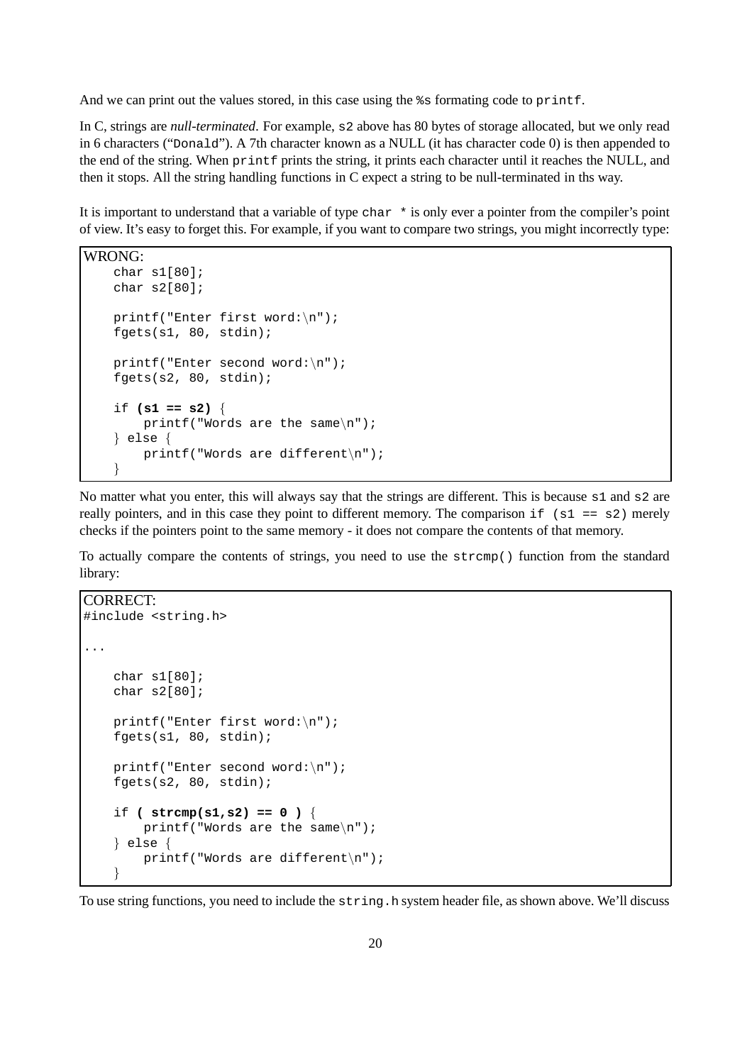And we can print out the values stored, in this case using the `%s` formating code to `printf`.

In C, strings are *null-terminated*. For example, `s2` above has 80 bytes of storage allocated, but we only read in 6 characters ("`Donald`"). A 7th character known as a NULL (it has character code 0) is then appended to the end of the string. When `printf` prints the string, it prints each character until it reaches the NULL, and then it stops. All the string handling functions in C expect a string to be null-terminated in ths way.

It is important to understand that a variable of type `char *` is only ever a pointer from the compiler's point of view. It's easy to forget this. For example, if you want to compare two strings, you might incorrectly type:

```
WRONG:
    char s1[80];
    char s2[80];

    printf("Enter first word:\n");
    fgets(s1, 80, stdin);

    printf("Enter second word:\n");
    fgets(s2, 80, stdin);

    if (s1 == s2) {
        printf("Words are the same\n");
    } else {
        printf("Words are different\n");
    }
```

No matter what you enter, this will always say that the strings are different. This is because `s1` and `s2` are really pointers, and in this case they point to different memory. The comparison `if (s1 == s2)` merely checks if the pointers point to the same memory - it does not compare the contents of that memory.

To actually compare the contents of strings, you need to use the `strcmp()` function from the standard library:

```
CORRECT:
#include <string.h>

...

    char s1[80];
    char s2[80];

    printf("Enter first word:\n");
    fgets(s1, 80, stdin);

    printf("Enter second word:\n");
    fgets(s2, 80, stdin);

    if ( strcmp(s1,s2) == 0 ) {
        printf("Words are the same\n");
    } else {
        printf("Words are different\n");
    }
```

To use string functions, you need to include the `string.h` system header file, as shown above. We'll discuss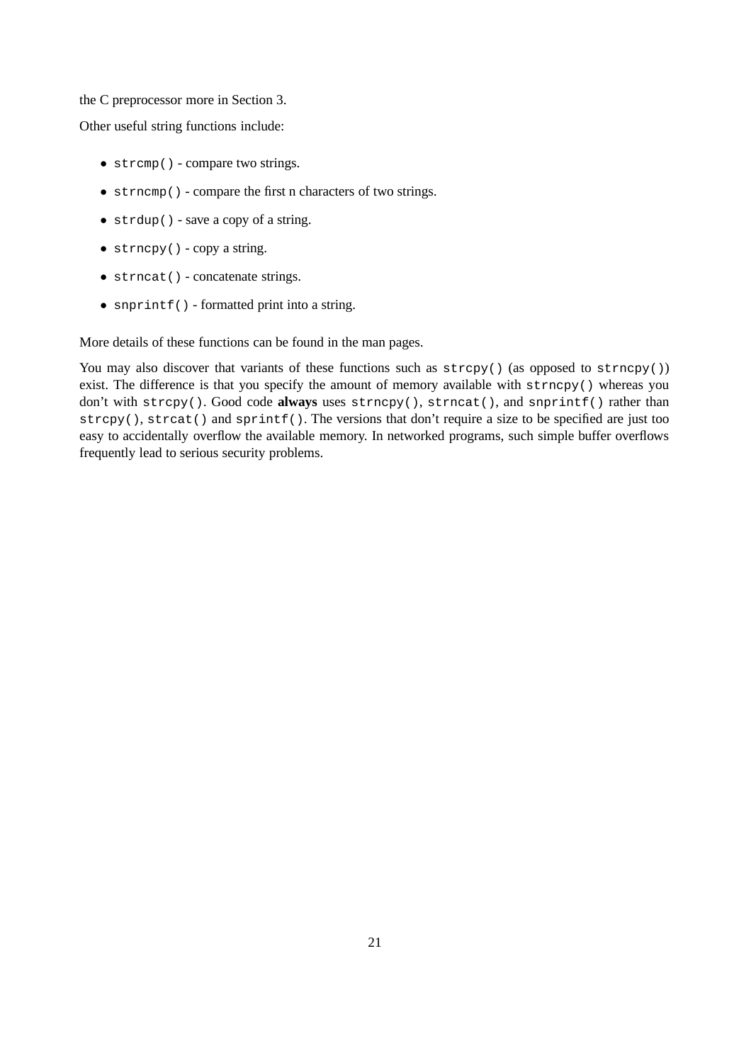the C preprocessor more in Section 3.

Other useful string functions include:

- `strcmp()` - compare two strings.
- `strncmp()` - compare the first n characters of two strings.
- `strdup()` - save a copy of a string.
- `strncpy()` - copy a string.
- `strncat()` - concatenate strings.
- `snprintf()` - formatted print into a string.

More details of these functions can be found in the man pages.

You may also discover that variants of these functions such as `strcpy()` (as opposed to `strncpy()`) exist. The difference is that you specify the amount of memory available with `strncpy()` whereas you don't with `strcpy()`. Good code **always** uses `strncpy()`, `strncat()`, and `snprintf()` rather than `strcpy()`, `strcat()` and `sprintf()`. The versions that don't require a size to be specified are just too easy to accidentally overflow the available memory. In networked programs, such simple buffer overflows frequently lead to serious security problems.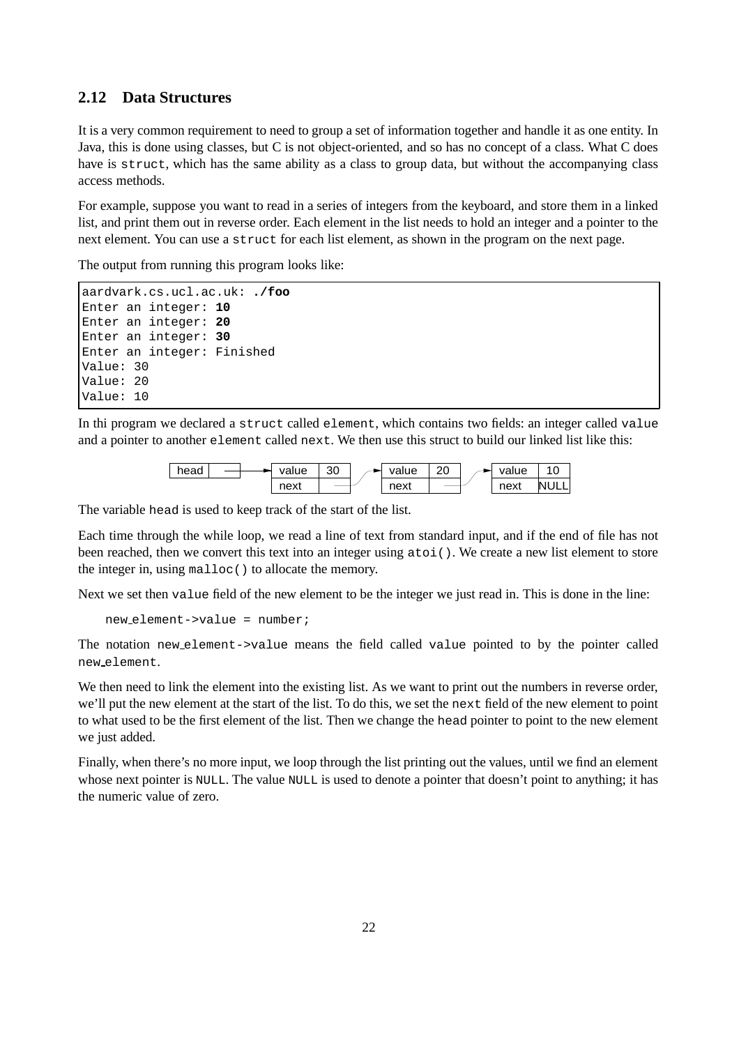## 2.12 Data Structures

It is a very common requirement to need to group a set of information together and handle it as one entity. In Java, this is done using classes, but C is not object-oriented, and so has no concept of a class. What C does have is `struct`, which has the same ability as a class to group data, but without the accompanying class access methods.

For example, suppose you want to read in a series of integers from the keyboard, and store them in a linked list, and print them out in reverse order. Each element in the list needs to hold an integer and a pointer to the next element. You can use a `struct` for each list element, as shown in the program on the next page.

The output from running this program looks like:

```
aardvark.cs.ucl.ac.uk: ./foo
Enter an integer: 10
Enter an integer: 20
Enter an integer: 30
Enter an integer: Finished
Value: 30
Value: 20
Value: 10
```

In thi program we declared a `struct` called `element`, which contains two fields: an integer called `value` and a pointer to another `element` called `next`. We then use this struct to build our linked list like this:

```
head  --> | value | 30 |    -> | value | 20 |    -> | value | 10   |
          | next  | ---|--/   | next  | ---|--/   | next  | NULL |
```

The variable `head` is used to keep track of the start of the list.

Each time through the while loop, we read a line of text from standard input, and if the end of file has not been reached, then we convert this text into an integer using `atoi()`. We create a new list element to store the integer in, using `malloc()` to allocate the memory.

Next we set then `value` field of the new element to be the integer we just read in. This is done in the line:

```
new_element->value = number;
```

The notation `new_element->value` means the field called `value` pointed to by the pointer called `new_element`.

We then need to link the element into the existing list. As we want to print out the numbers in reverse order, we'll put the new element at the start of the list. To do this, we set the `next` field of the new element to point to what used to be the first element of the list. Then we change the `head` pointer to point to the new element we just added.

Finally, when there's no more input, we loop through the list printing out the values, until we find an element whose next pointer is `NULL`. The value `NULL` is used to denote a pointer that doesn't point to anything; it has the numeric value of zero.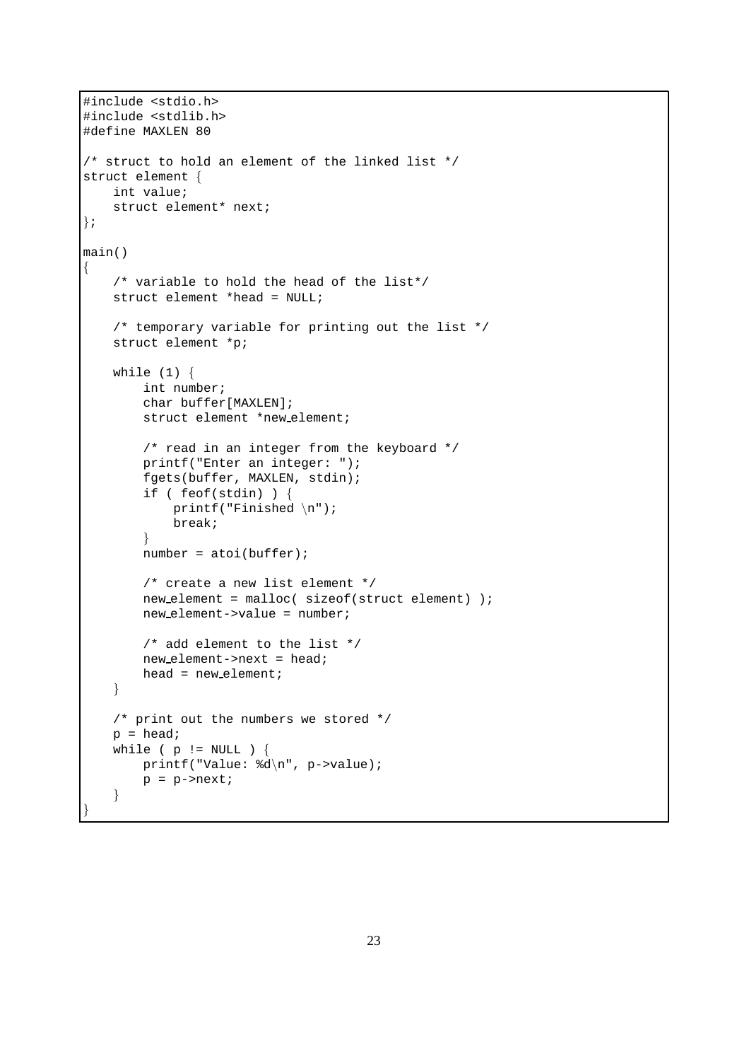```
#include <stdio.h>
#include <stdlib.h>
#define MAXLEN 80

/* struct to hold an element of the linked list */
struct element {
    int value;
    struct element* next;
};

main()
{
    /* variable to hold the head of the list*/
    struct element *head = NULL;

    /* temporary variable for printing out the list */
    struct element *p;

    while (1) {
        int number;
        char buffer[MAXLEN];
        struct element *new_element;

        /* read in an integer from the keyboard */
        printf("Enter an integer: ");
        fgets(buffer, MAXLEN, stdin);
        if ( feof(stdin) ) {
            printf("Finished \n");
            break;
        }
        number = atoi(buffer);

        /* create a new list element */
        new_element = malloc( sizeof(struct element) );
        new_element->value = number;

        /* add element to the list */
        new_element->next = head;
        head = new_element;
    }

    /* print out the numbers we stored */
    p = head;
    while ( p != NULL ) {
        printf("Value: %d\n", p->value);
        p = p->next;
    }
}
```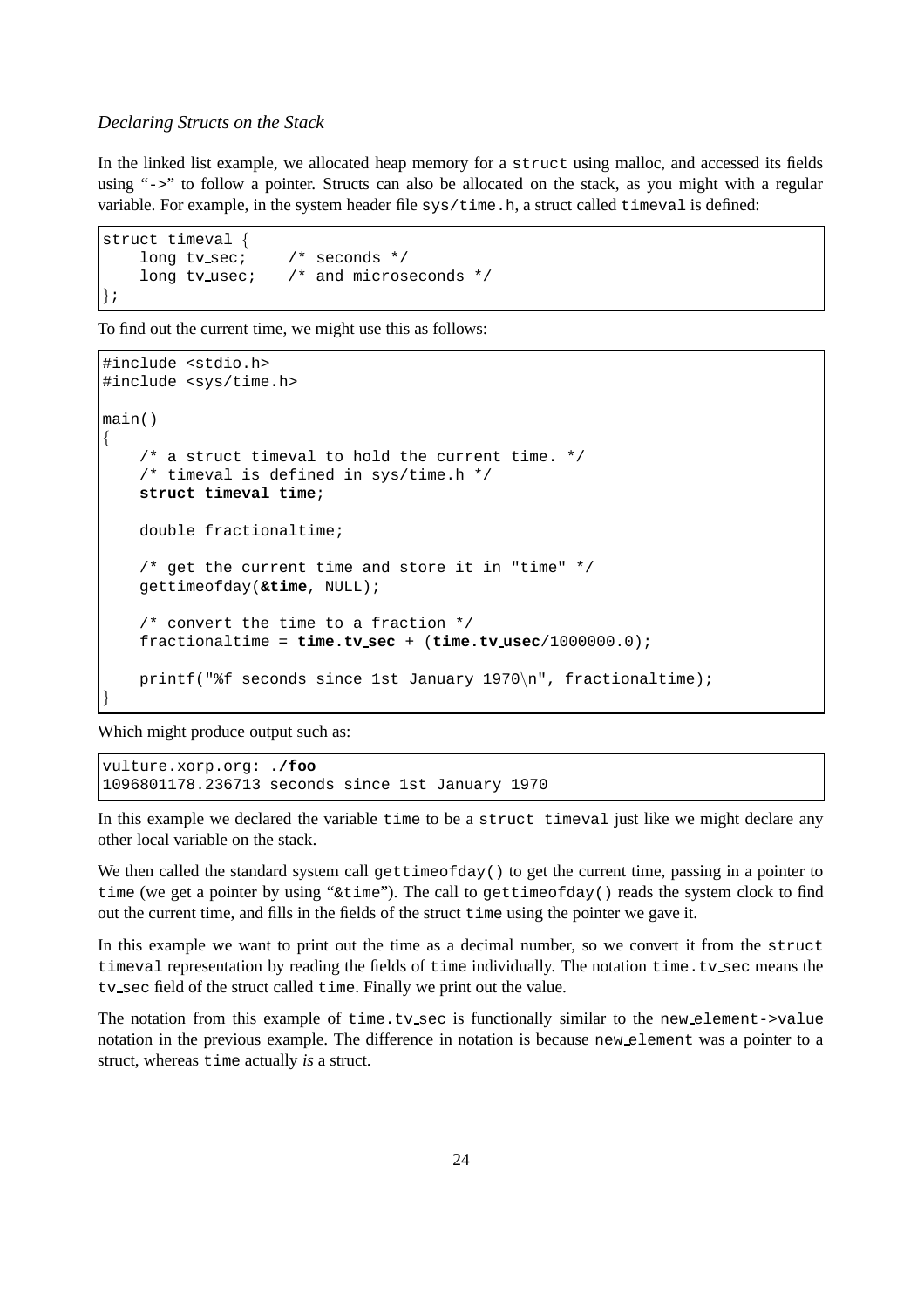*Declaring Structs on the Stack*

In the linked list example, we allocated heap memory for a `struct` using malloc, and accessed its fields using "`->`" to follow a pointer. Structs can also be allocated on the stack, as you might with a regular variable. For example, in the system header file `sys/time.h`, a struct called `timeval` is defined:

```
struct timeval {
    long tv_sec;     /* seconds */
    long tv_usec;    /* and microseconds */
};
```

To find out the current time, we might use this as follows:

```
#include <stdio.h>
#include <sys/time.h>

main()
{
    /* a struct timeval to hold the current time. */
    /* timeval is defined in sys/time.h */
    struct timeval time;

    double fractionaltime;

    /* get the current time and store it in "time" */
    gettimeofday(&time, NULL);

    /* convert the time to a fraction */
    fractionaltime = time.tv_sec + (time.tv_usec/1000000.0);

    printf("%f seconds since 1st January 1970\n", fractionaltime);
}
```

Which might produce output such as:

```
vulture.xorp.org: ./foo
1096801178.236713 seconds since 1st January 1970
```

In this example we declared the variable `time` to be a `struct timeval` just like we might declare any other local variable on the stack.

We then called the standard system call `gettimeofday()` to get the current time, passing in a pointer to `time` (we get a pointer by using "`&time`"). The call to `gettimeofday()` reads the system clock to find out the current time, and fills in the fields of the struct `time` using the pointer we gave it.

In this example we want to print out the time as a decimal number, so we convert it from the `struct timeval` representation by reading the fields of `time` individually. The notation `time.tv_sec` means the `tv_sec` field of the struct called `time`. Finally we print out the value.

The notation from this example of `time.tv_sec` is functionally similar to the `new_element->value` notation in the previous example. The difference in notation is because `new_element` was a pointer to a struct, whereas `time` actually *is* a struct.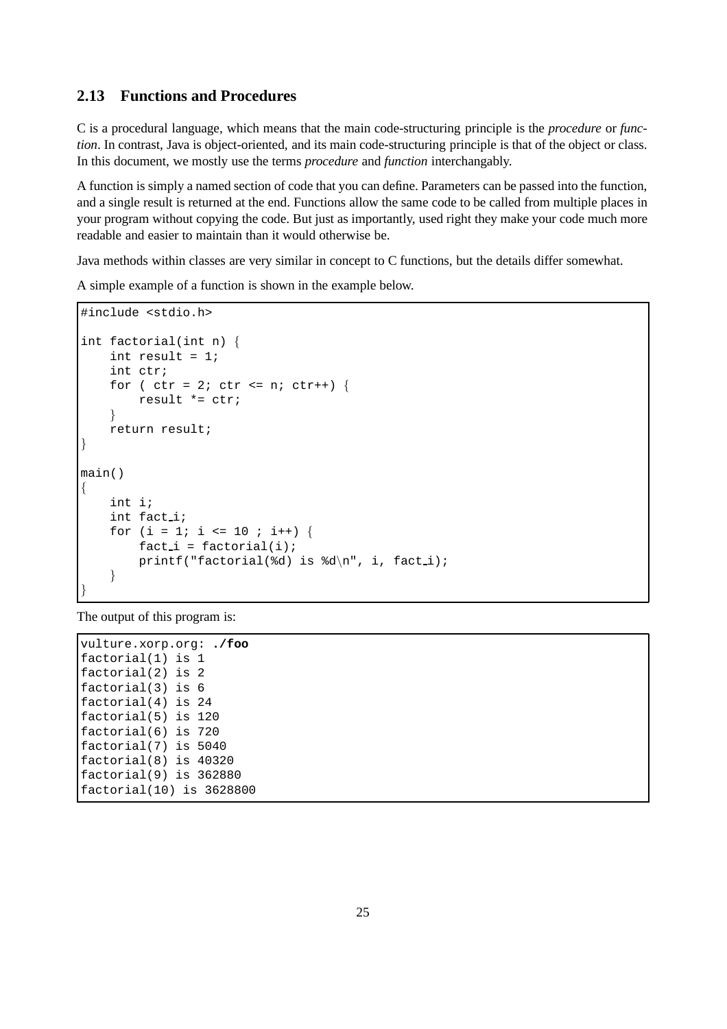## 2.13 Functions and Procedures

C is a procedural language, which means that the main code-structuring principle is the *procedure* or *function*. In contrast, Java is object-oriented, and its main code-structuring principle is that of the object or class. In this document, we mostly use the terms *procedure* and *function* interchangably.

A function is simply a named section of code that you can define. Parameters can be passed into the function, and a single result is returned at the end. Functions allow the same code to be called from multiple places in your program without copying the code. But just as importantly, used right they make your code much more readable and easier to maintain than it would otherwise be.

Java methods within classes are very similar in concept to C functions, but the details differ somewhat.

A simple example of a function is shown in the example below.

```
#include <stdio.h>

int factorial(int n) {
    int result = 1;
    int ctr;
    for ( ctr = 2; ctr <= n; ctr++) {
        result *= ctr;
    }
    return result;
}

main()
{
    int i;
    int fact_i;
    for (i = 1; i <= 10 ; i++) {
        fact_i = factorial(i);
        printf("factorial(%d) is %d\n", i, fact_i);
    }
}
```

The output of this program is:

```
vulture.xorp.org: ./foo
factorial(1) is 1
factorial(2) is 2
factorial(3) is 6
factorial(4) is 24
factorial(5) is 120
factorial(6) is 720
factorial(7) is 5040
factorial(8) is 40320
factorial(9) is 362880
factorial(10) is 3628800
```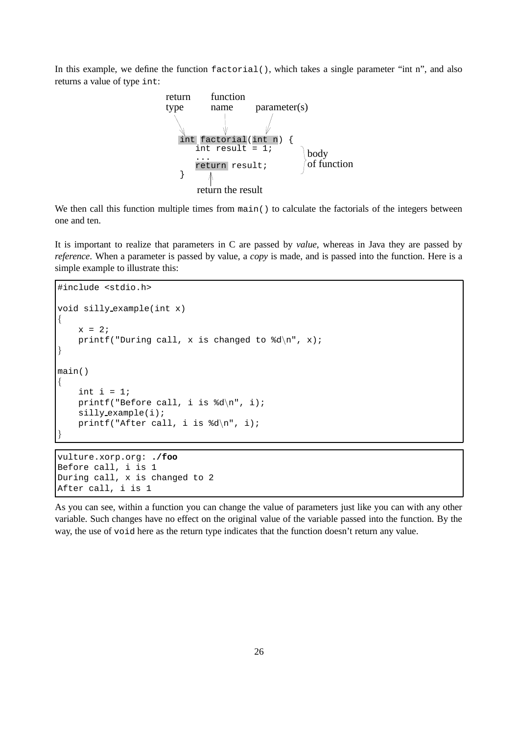In this example, we define the function `factorial()`, which takes a single parameter "int n", and also returns a value of type `int`:

```
return     function
type       name         parameter(s)

 int factorial(int n) {
    int result = 1;          body
    ...                      of function
    return result;
 }
    return the result
```

We then call this function multiple times from `main()` to calculate the factorials of the integers between one and ten.

It is important to realize that parameters in C are passed by *value*, whereas in Java they are passed by *reference*. When a parameter is passed by value, a *copy* is made, and is passed into the function. Here is a simple example to illustrate this:

```
#include <stdio.h>

void silly_example(int x)
{
    x = 2;
    printf("During call, x is changed to %d\n", x);
}

main()
{
    int i = 1;
    printf("Before call, i is %d\n", i);
    silly_example(i);
    printf("After call, i is %d\n", i);
}
```

```
vulture.xorp.org: ./foo
Before call, i is 1
During call, x is changed to 2
After call, i is 1
```

As you can see, within a function you can change the value of parameters just like you can with any other variable. Such changes have no effect on the original value of the variable passed into the function. By the way, the use of `void` here as the return type indicates that the function doesn't return any value.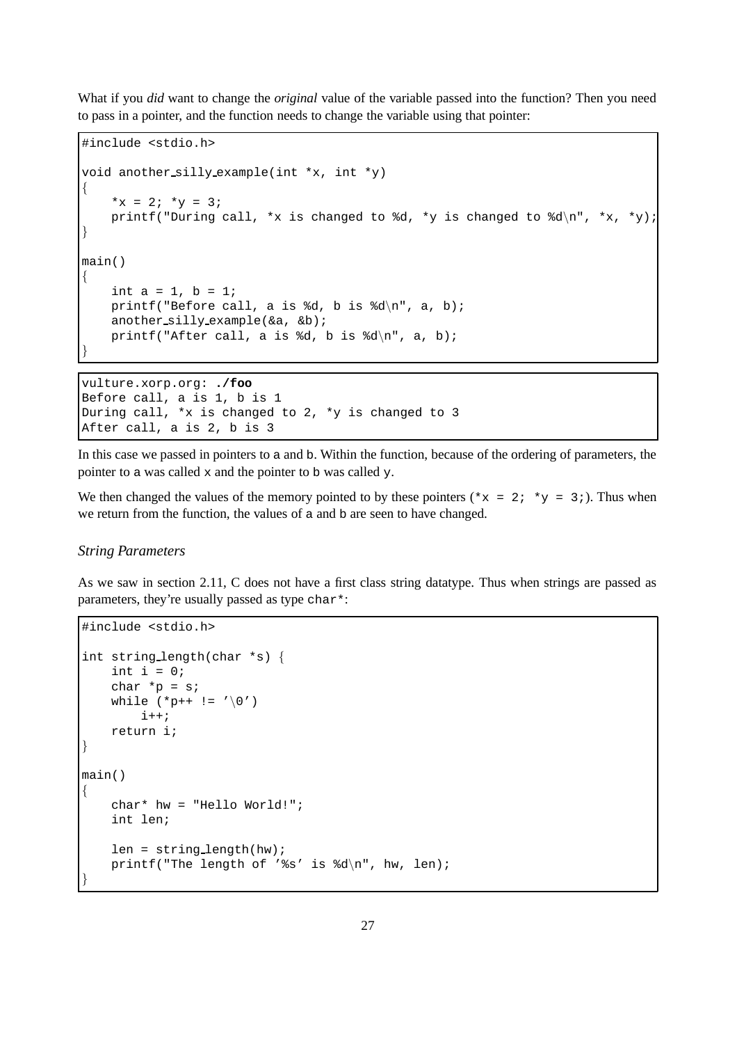What if you *did* want to change the *original* value of the variable passed into the function? Then you need to pass in a pointer, and the function needs to change the variable using that pointer:

```
#include <stdio.h>

void another_silly_example(int *x, int *y)
{
    *x = 2; *y = 3;
    printf("During call, *x is changed to %d, *y is changed to %d\n", *x, *y);
}

main()
{
    int a = 1, b = 1;
    printf("Before call, a is %d, b is %d\n", a, b);
    another_silly_example(&a, &b);
    printf("After call, a is %d, b is %d\n", a, b);
}
```

```
vulture.xorp.org: ./foo
Before call, a is 1, b is 1
During call, *x is changed to 2, *y is changed to 3
After call, a is 2, b is 3
```

In this case we passed in pointers to `a` and `b`. Within the function, because of the ordering of parameters, the pointer to `a` was called `x` and the pointer to `b` was called `y`.

We then changed the values of the memory pointed to by these pointers (`*x = 2; *y = 3;`). Thus when we return from the function, the values of `a` and `b` are seen to have changed.

### *String Parameters*

As we saw in section 2.11, C does not have a first class string datatype. Thus when strings are passed as parameters, they're usually passed as type `char*`:

```
#include <stdio.h>

int string_length(char *s) {
    int i = 0;
    char *p = s;
    while (*p++ != '\0')
        i++;
    return i;
}

main()
{
    char* hw = "Hello World!";
    int len;

    len = string_length(hw);
    printf("The length of '%s' is %d\n", hw, len);
}
```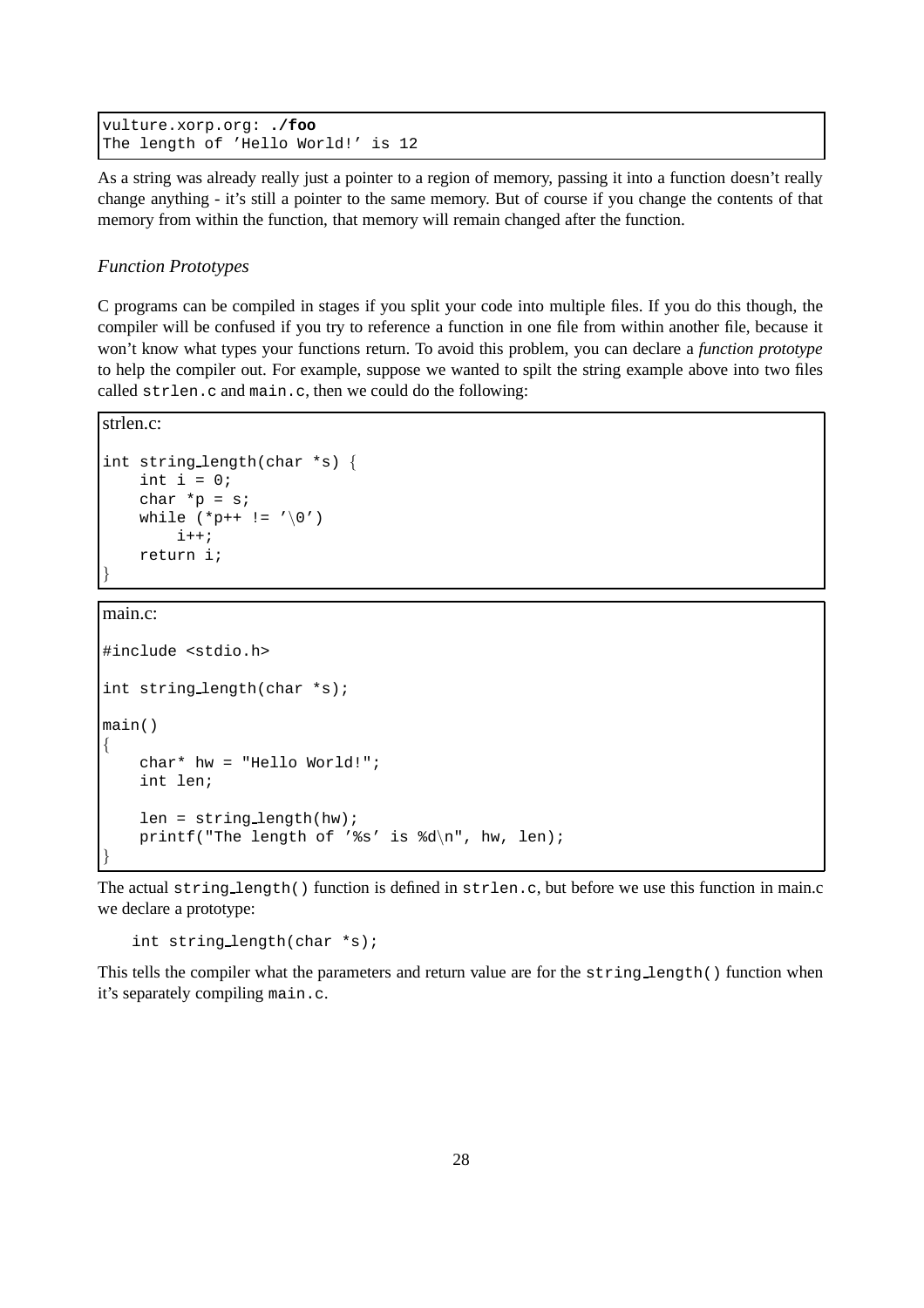```
vulture.xorp.org: ./foo
The length of 'Hello World!' is 12
```

As a string was already really just a pointer to a region of memory, passing it into a function doesn't really change anything - it's still a pointer to the same memory. But of course if you change the contents of that memory from within the function, that memory will remain changed after the function.

### *Function Prototypes*

C programs can be compiled in stages if you split your code into multiple files. If you do this though, the compiler will be confused if you try to reference a function in one file from within another file, because it won't know what types your functions return. To avoid this problem, you can declare a *function prototype* to help the compiler out. For example, suppose we wanted to spilt the string example above into two files called `strlen.c` and `main.c`, then we could do the following:

strlen.c:

```
int string_length(char *s) {
    int i = 0;
    char *p = s;
    while (*p++ != '\0')
        i++;
    return i;
}
```

main.c:

```
#include <stdio.h>

int string_length(char *s);

main()
{
    char* hw = "Hello World!";
    int len;

    len = string_length(hw);
    printf("The length of '%s' is %d\n", hw, len);
}
```

The actual `string_length()` function is defined in `strlen.c`, but before we use this function in main.c we declare a prototype:

```
int string_length(char *s);
```

This tells the compiler what the parameters and return value are for the `string_length()` function when it's separately compiling `main.c`.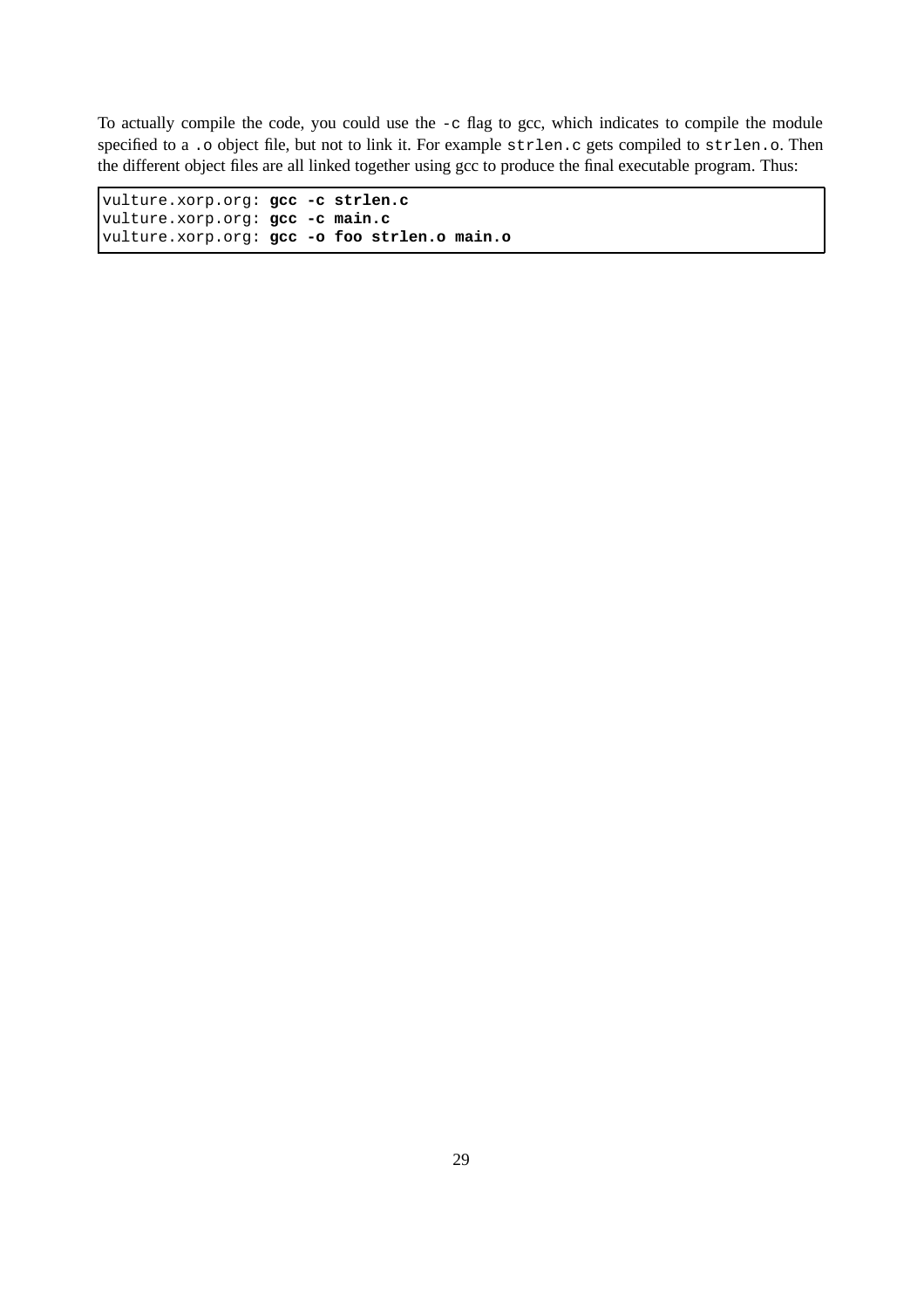To actually compile the code, you could use the `-c` flag to gcc, which indicates to compile the module specified to a `.o` object file, but not to link it. For example `strlen.c` gets compiled to `strlen.o`. Then the different object files are all linked together using gcc to produce the final executable program. Thus:

```
vulture.xorp.org: gcc -c strlen.c
vulture.xorp.org: gcc -c main.c
vulture.xorp.org: gcc -o foo strlen.o main.o
```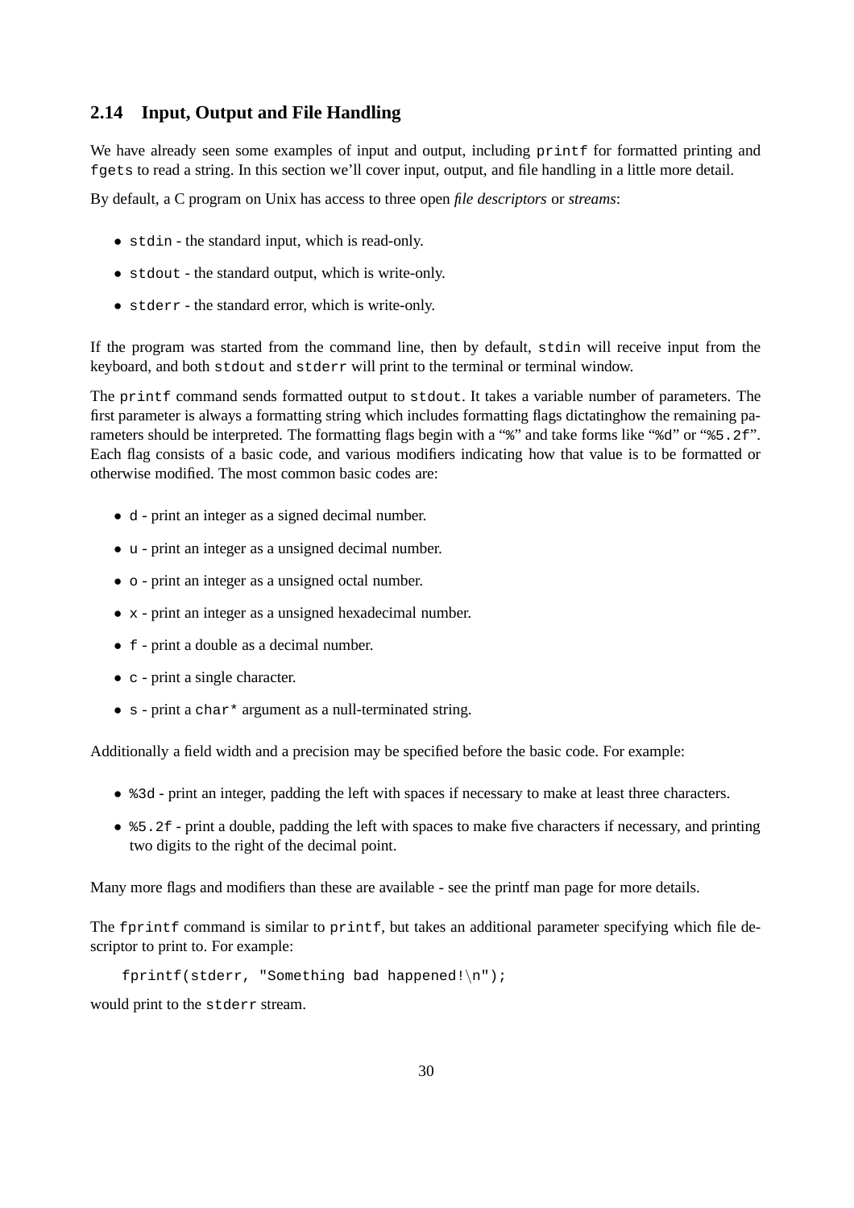## 2.14 Input, Output and File Handling

We have already seen some examples of input and output, including `printf` for formatted printing and `fgets` to read a string. In this section we'll cover input, output, and file handling in a little more detail.

By default, a C program on Unix has access to three open *file descriptors* or *streams*:

- `stdin` - the standard input, which is read-only.
- `stdout` - the standard output, which is write-only.
- `stderr` - the standard error, which is write-only.

If the program was started from the command line, then by default, `stdin` will receive input from the keyboard, and both `stdout` and `stderr` will print to the terminal or terminal window.

The `printf` command sends formatted output to `stdout`. It takes a variable number of parameters. The first parameter is always a formatting string which includes formatting flags dictatinghow the remaining parameters should be interpreted. The formatting flags begin with a "`%`" and take forms like "`%d`" or "`%5.2f`". Each flag consists of a basic code, and various modifiers indicating how that value is to be formatted or otherwise modified. The most common basic codes are:

- `d` - print an integer as a signed decimal number.
- `u` - print an integer as a unsigned decimal number.
- `o` - print an integer as a unsigned octal number.
- `x` - print an integer as a unsigned hexadecimal number.
- `f` - print a double as a decimal number.
- `c` - print a single character.
- `s` - print a `char*` argument as a null-terminated string.

Additionally a field width and a precision may be specified before the basic code. For example:

- `%3d` - print an integer, padding the left with spaces if necessary to make at least three characters.
- `%5.2f` - print a double, padding the left with spaces to make five characters if necessary, and printing two digits to the right of the decimal point.

Many more flags and modifiers than these are available - see the printf man page for more details.

The `fprintf` command is similar to `printf`, but takes an additional parameter specifying which file descriptor to print to. For example:

```
fprintf(stderr, "Something bad happened!\n");
```

would print to the `stderr` stream.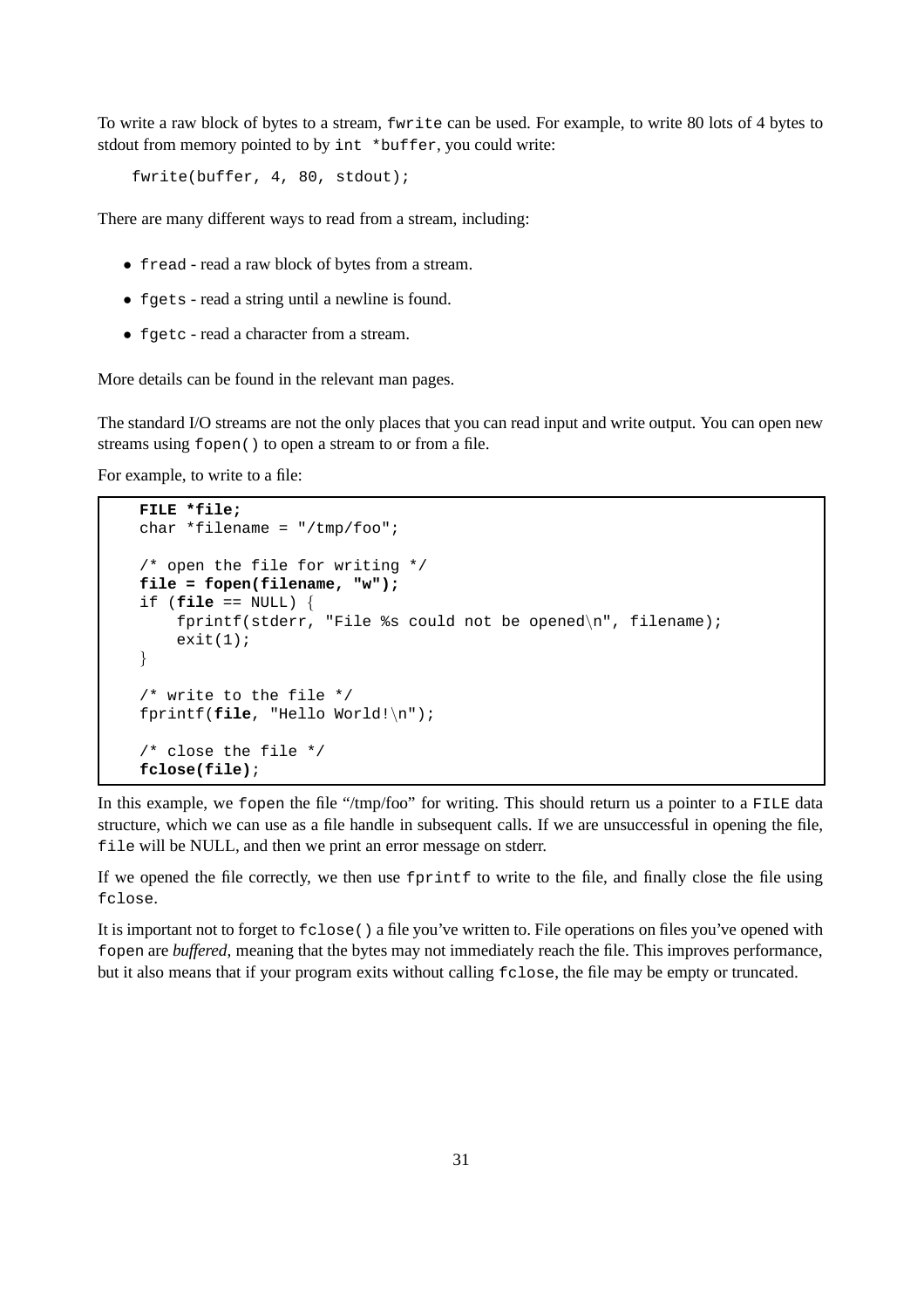To write a raw block of bytes to a stream, `fwrite` can be used. For example, to write 80 lots of 4 bytes to stdout from memory pointed to by `int *buffer`, you could write:

```
fwrite(buffer, 4, 80, stdout);
```

There are many different ways to read from a stream, including:

- `fread` - read a raw block of bytes from a stream.
- `fgets` - read a string until a newline is found.
- `fgetc` - read a character from a stream.

More details can be found in the relevant man pages.

The standard I/O streams are not the only places that you can read input and write output. You can open new streams using `fopen()` to open a stream to or from a file.

For example, to write to a file:

```
FILE *file;
char *filename = "/tmp/foo";

/* open the file for writing */
file = fopen(filename, "w");
if (file == NULL) {
    fprintf(stderr, "File %s could not be opened\n", filename);
    exit(1);
}

/* write to the file */
fprintf(file, "Hello World!\n");

/* close the file */
fclose(file);
```

In this example, we `fopen` the file "/tmp/foo" for writing. This should return us a pointer to a `FILE` data structure, which we can use as a file handle in subsequent calls. If we are unsuccessful in opening the file, `file` will be NULL, and then we print an error message on stderr.

If we opened the file correctly, we then use `fprintf` to write to the file, and finally close the file using `fclose`.

It is important not to forget to `fclose()` a file you've written to. File operations on files you've opened with `fopen` are *buffered*, meaning that the bytes may not immediately reach the file. This improves performance, but it also means that if your program exits without calling `fclose`, the file may be empty or truncated.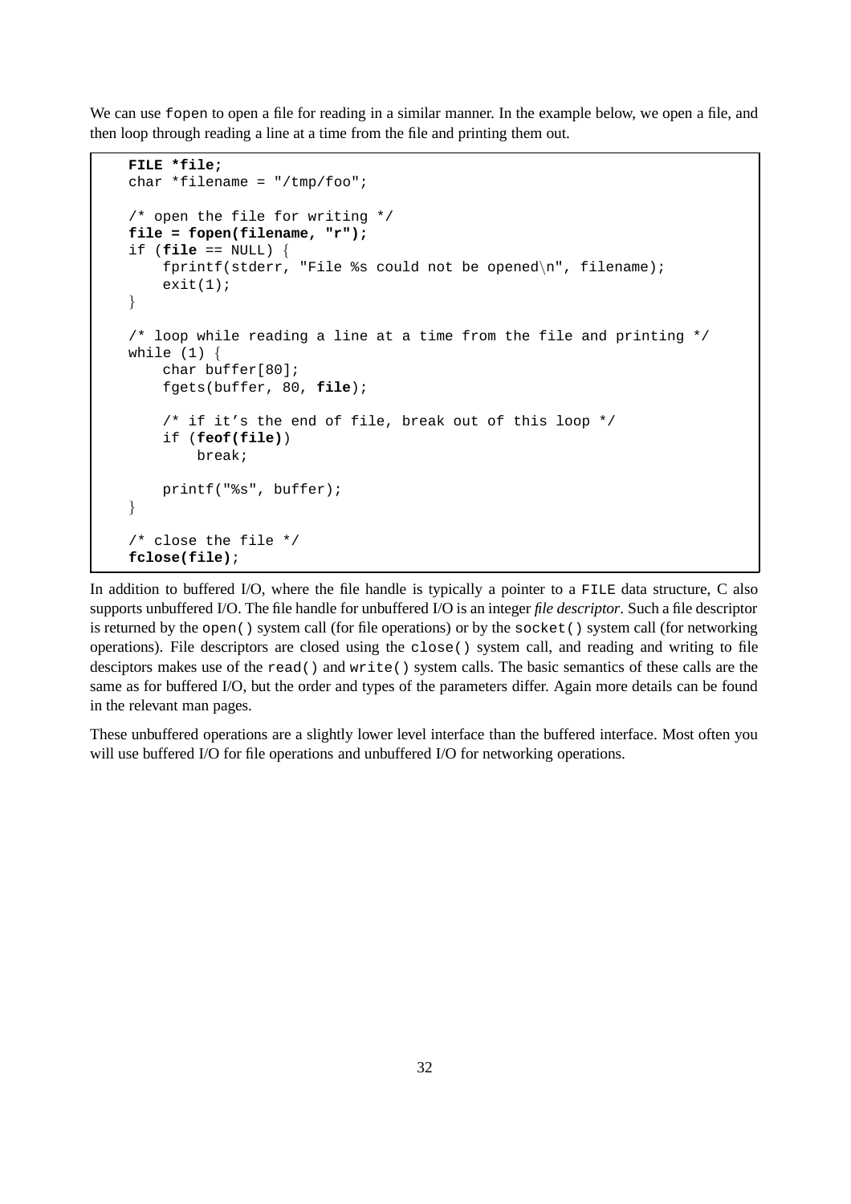We can use `fopen` to open a file for reading in a similar manner. In the example below, we open a file, and then loop through reading a line at a time from the file and printing them out.

```
FILE *file;
char *filename = "/tmp/foo";

/* open the file for writing */
file = fopen(filename, "r");
if (file == NULL) {
    fprintf(stderr, "File %s could not be opened\n", filename);
    exit(1);
}

/* loop while reading a line at a time from the file and printing */
while (1) {
    char buffer[80];
    fgets(buffer, 80, file);

    /* if it's the end of file, break out of this loop */
    if (feof(file))
        break;

    printf("%s", buffer);
}

/* close the file */
fclose(file);
```

In addition to buffered I/O, where the file handle is typically a pointer to a `FILE` data structure, C also supports unbuffered I/O. The file handle for unbuffered I/O is an integer *file descriptor*. Such a file descriptor is returned by the `open()` system call (for file operations) or by the `socket()` system call (for networking operations). File descriptors are closed using the `close()` system call, and reading and writing to file desciptors makes use of the `read()` and `write()` system calls. The basic semantics of these calls are the same as for buffered I/O, but the order and types of the parameters differ. Again more details can be found in the relevant man pages.

These unbuffered operations are a slightly lower level interface than the buffered interface. Most often you will use buffered I/O for file operations and unbuffered I/O for networking operations.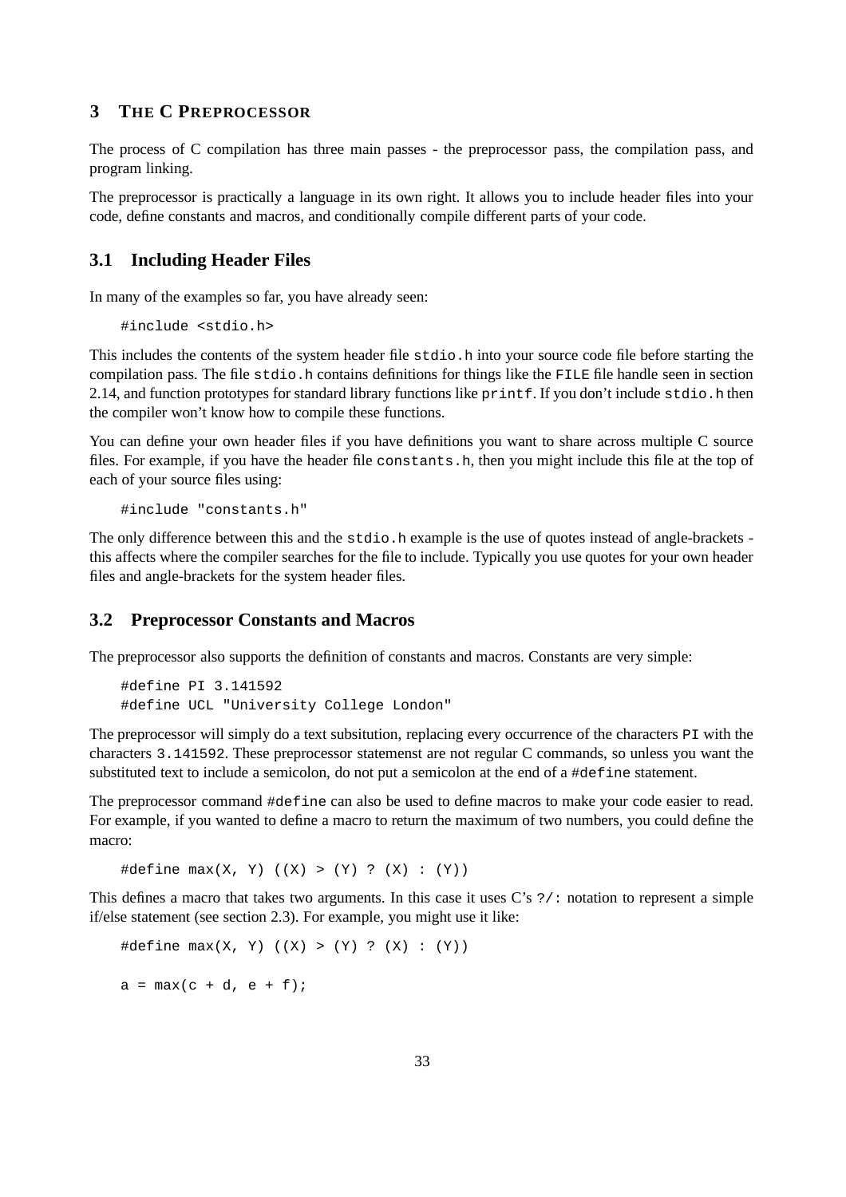## 3 THE C PREPROCESSOR

The process of C compilation has three main passes - the preprocessor pass, the compilation pass, and program linking.

The preprocessor is practically a language in its own right. It allows you to include header files into your code, define constants and macros, and conditionally compile different parts of your code.

### 3.1 Including Header Files

In many of the examples so far, you have already seen:

```
#include <stdio.h>
```

This includes the contents of the system header file `stdio.h` into your source code file before starting the compilation pass. The file `stdio.h` contains definitions for things like the `FILE` file handle seen in section 2.14, and function prototypes for standard library functions like `printf`. If you don't include `stdio.h` then the compiler won't know how to compile these functions.

You can define your own header files if you have definitions you want to share across multiple C source files. For example, if you have the header file `constants.h`, then you might include this file at the top of each of your source files using:

```
#include "constants.h"
```

The only difference between this and the `stdio.h` example is the use of quotes instead of angle-brackets - this affects where the compiler searches for the file to include. Typically you use quotes for your own header files and angle-brackets for the system header files.

### 3.2 Preprocessor Constants and Macros

The preprocessor also supports the definition of constants and macros. Constants are very simple:

```
#define PI 3.141592
#define UCL "University College London"
```

The preprocessor will simply do a text subsitution, replacing every occurrence of the characters `PI` with the characters `3.141592`. These preprocessor statemenst are not regular C commands, so unless you want the substituted text to include a semicolon, do not put a semicolon at the end of a `#define` statement.

The preprocessor command `#define` can also be used to define macros to make your code easier to read. For example, if you wanted to define a macro to return the maximum of two numbers, you could define the macro:

```
#define max(X, Y) ((X) > (Y) ? (X) : (Y))
```

This defines a macro that takes two arguments. In this case it uses C's `?/:` notation to represent a simple if/else statement (see section 2.3). For example, you might use it like:

```
#define max(X, Y) ((X) > (Y) ? (X) : (Y))

a = max(c + d, e + f);
```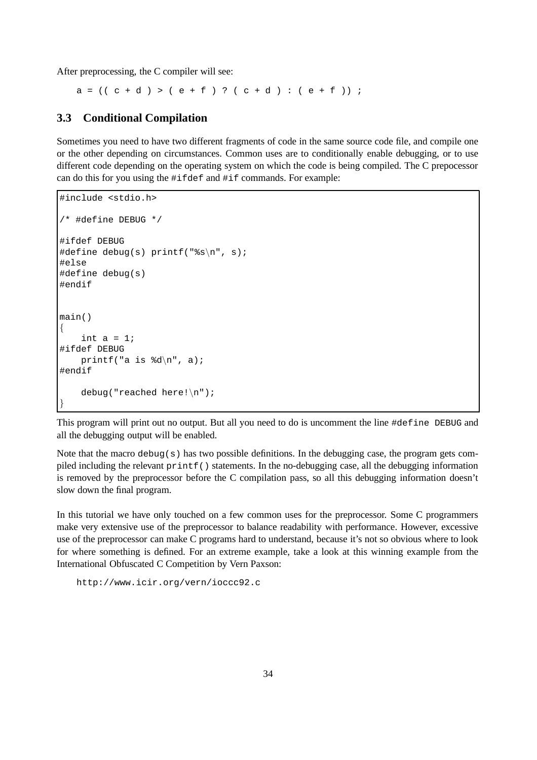After preprocessing, the C compiler will see:

```
a = (( c + d ) > ( e + f ) ? ( c + d ) : ( e + f )) ;
```

### 3.3 Conditional Compilation

Sometimes you need to have two different fragments of code in the same source code file, and compile one or the other depending on circumstances. Common uses are to conditionally enable debugging, or to use different code depending on the operating system on which the code is being compiled. The C prepocessor can do this for you using the `#ifdef` and `#if` commands. For example:

```
#include <stdio.h>

/* #define DEBUG */

#ifdef DEBUG
#define debug(s) printf("%s\n", s);
#else
#define debug(s)
#endif


main()
{
    int a = 1;
#ifdef DEBUG
    printf("a is %d\n", a);
#endif

    debug("reached here!\n");
}
```

This program will print out no output. But all you need to do is uncomment the line `#define DEBUG` and all the debugging output will be enabled.

Note that the macro `debug(s)` has two possible definitions. In the debugging case, the program gets compiled including the relevant `printf()` statements. In the no-debugging case, all the debugging information is removed by the preprocessor before the C compilation pass, so all this debugging information doesn't slow down the final program.

In this tutorial we have only touched on a few common uses for the preprocessor. Some C programmers make very extensive use of the preprocessor to balance readability with performance. However, excessive use of the preprocessor can make C programs hard to understand, because it's not so obvious where to look for where something is defined. For an extreme example, take a look at this winning example from the International Obfuscated C Competition by Vern Paxson:

```
http://www.icir.org/vern/ioccc92.c
```